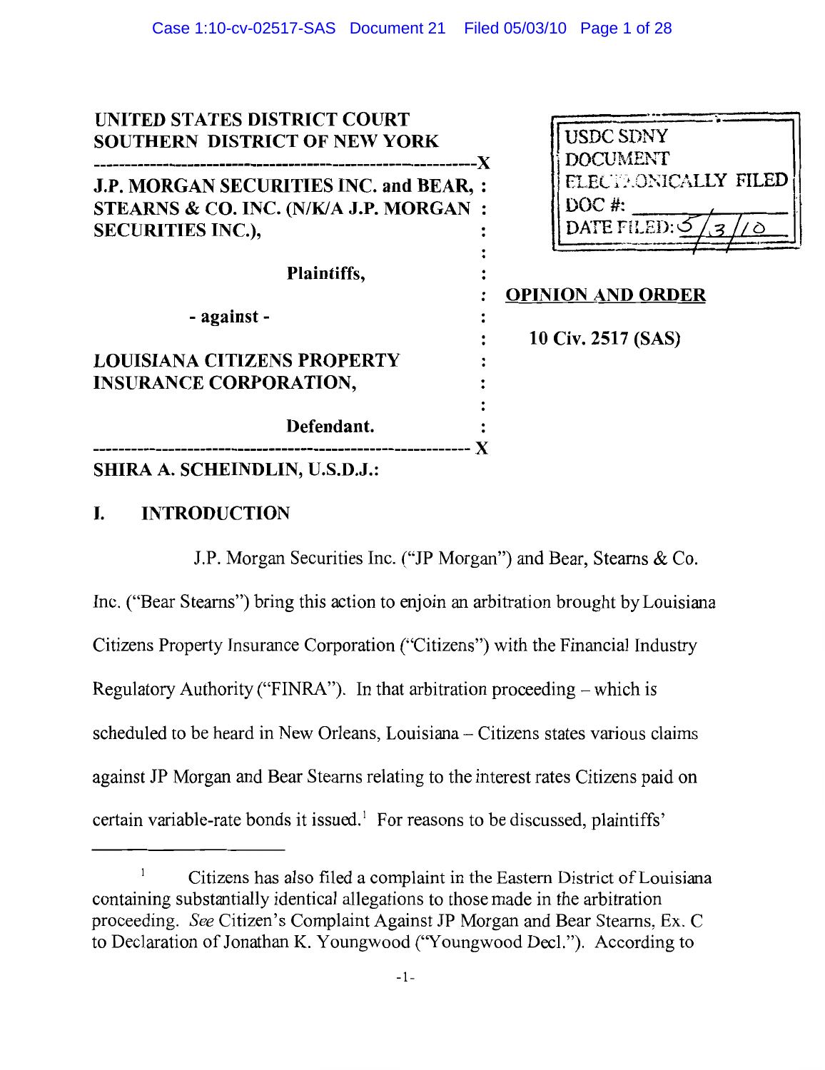UNITED STATES DISTRICT COURT
SOUTHERN DISTRICT OF NEW YORK

J.P. MORGAN SECURITIES INC. and BEAR, STEARNS & CO. INC. (N/K/A J.P. MORGAN SECURITIES INC.),

Plaintiffs,

- against -

LOUISIANA CITIZENS PROPERTY INSURANCE CORPORATION,

Defendant.

USDC SDNY
DOCUMENT
ELECTRONICALLY FILED
DOC #:
DATE FILED: 5/3/10

**OPINION AND ORDER**

**10 Civ. 2517 (SAS)**

SHIRA A. SCHEINDLIN, U.S.D.J.:

## I. INTRODUCTION

J.P. Morgan Securities Inc. ("JP Morgan") and Bear, Stearns & Co. Inc. ("Bear Stearns") bring this action to enjoin an arbitration brought by Louisiana Citizens Property Insurance Corporation ("Citizens") with the Financial Industry Regulatory Authority ("FINRA"). In that arbitration proceeding – which is scheduled to be heard in New Orleans, Louisiana – Citizens states various claims against JP Morgan and Bear Stearns relating to the interest rates Citizens paid on certain variable-rate bonds it issued.[1] For reasons to be discussed, plaintiffs'

[1] Citizens has also filed a complaint in the Eastern District of Louisiana containing substantially identical allegations to those made in the arbitration proceeding. *See* Citizen's Complaint Against JP Morgan and Bear Stearns, Ex. C to Declaration of Jonathan K. Youngwood ("Youngwood Decl."). According to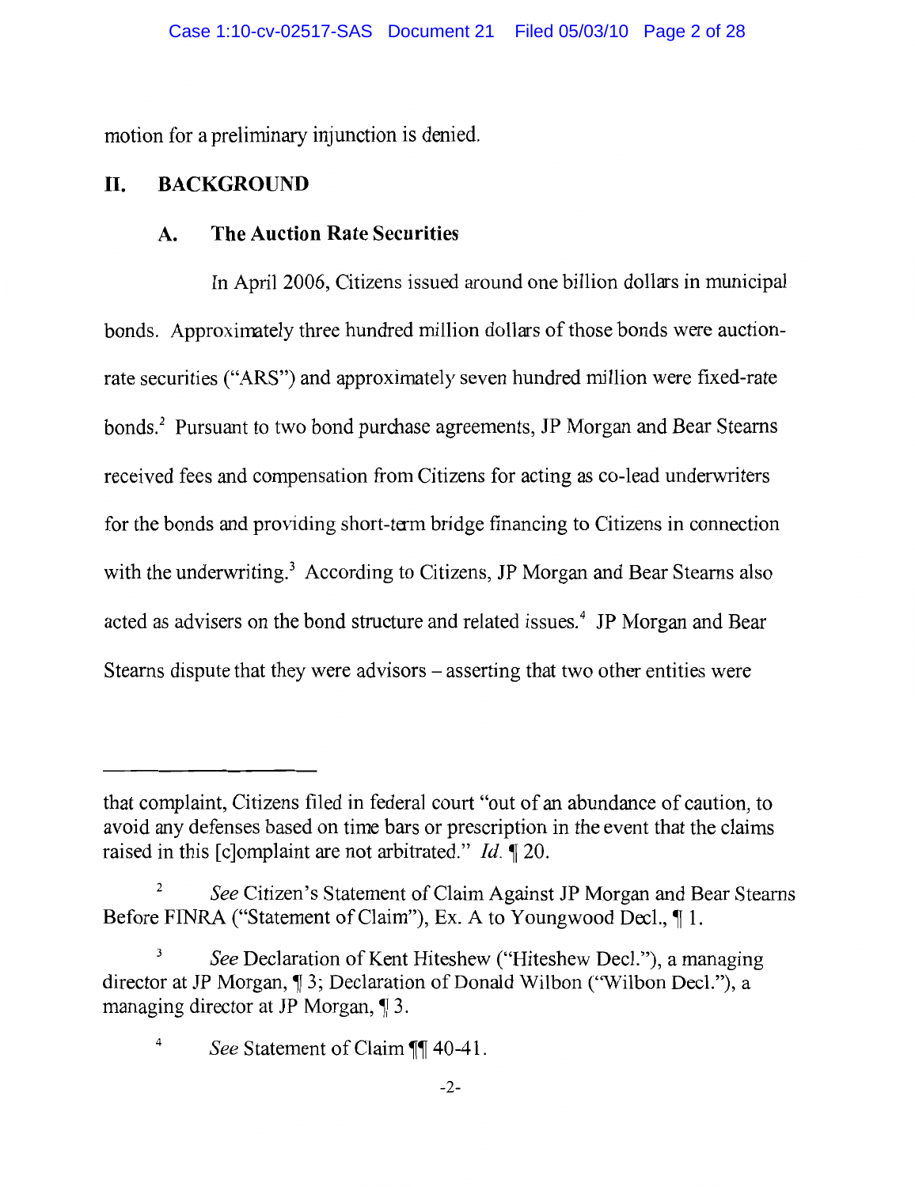motion for a preliminary injunction is denied.

## II. BACKGROUND

### A. The Auction Rate Securities

In April 2006, Citizens issued around one billion dollars in municipal bonds. Approximately three hundred million dollars of those bonds were auction-rate securities ("ARS") and approximately seven hundred million were fixed-rate bonds.[2] Pursuant to two bond purchase agreements, JP Morgan and Bear Stearns received fees and compensation from Citizens for acting as co-lead underwriters for the bonds and providing short-term bridge financing to Citizens in connection with the underwriting.[3] According to Citizens, JP Morgan and Bear Stearns also acted as advisers on the bond structure and related issues.[4] JP Morgan and Bear Stearns dispute that they were advisors – asserting that two other entities were

---

that complaint, Citizens filed in federal court "out of an abundance of caution, to avoid any defenses based on time bars or prescription in the event that the claims raised in this [c]omplaint are not arbitrated." *Id.* ¶ 20.

[2] *See* Citizen's Statement of Claim Against JP Morgan and Bear Stearns Before FINRA ("Statement of Claim"), Ex. A to Youngwood Decl., ¶ 1.

[3] *See* Declaration of Kent Hiteshew ("Hiteshew Decl."), a managing director at JP Morgan, ¶ 3; Declaration of Donald Wilbon ("Wilbon Decl."), a managing director at JP Morgan, ¶ 3.

[4] *See* Statement of Claim ¶¶ 40-41.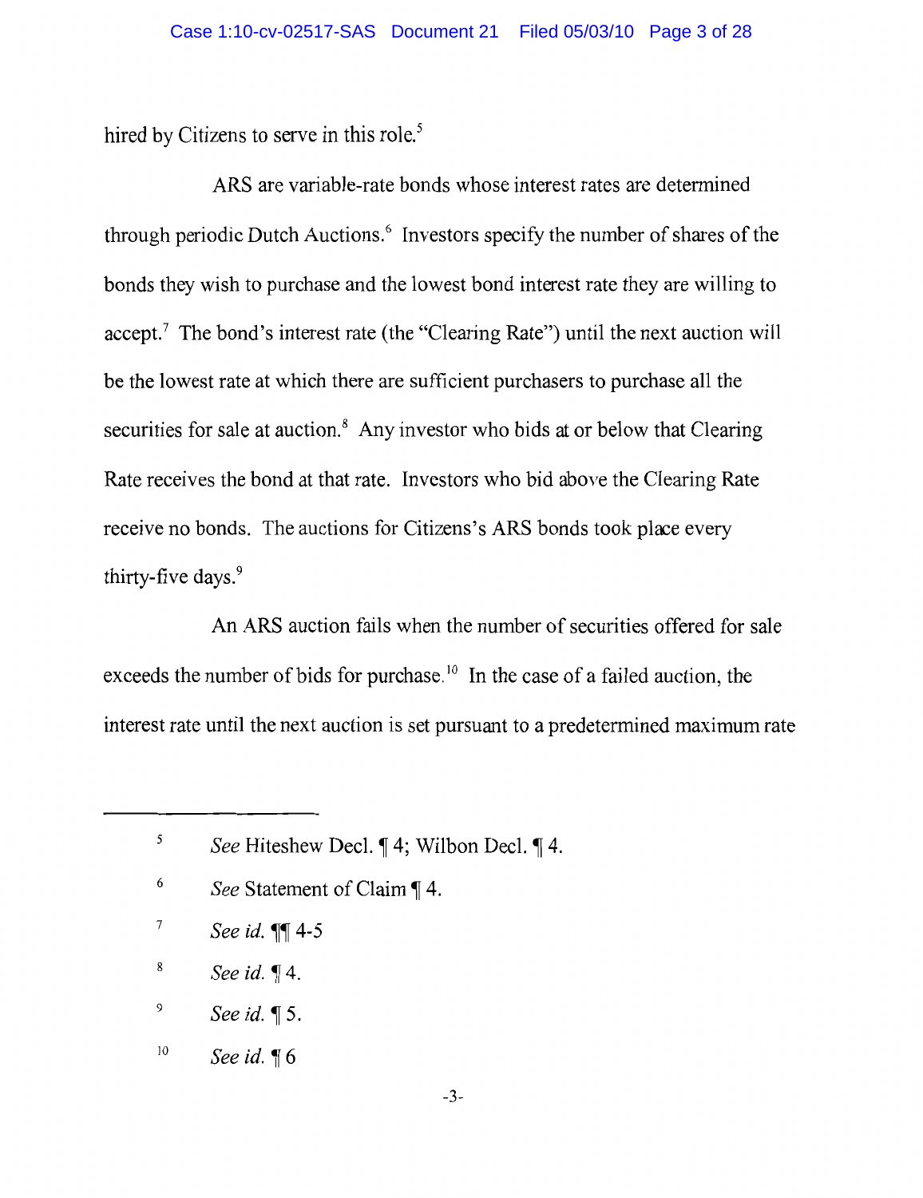hired by Citizens to serve in this role.[5]

ARS are variable-rate bonds whose interest rates are determined through periodic Dutch Auctions.[6] Investors specify the number of shares of the bonds they wish to purchase and the lowest bond interest rate they are willing to accept.[7] The bond's interest rate (the "Clearing Rate") until the next auction will be the lowest rate at which there are sufficient purchasers to purchase all the securities for sale at auction.[8] Any investor who bids at or below that Clearing Rate receives the bond at that rate. Investors who bid above the Clearing Rate receive no bonds. The auctions for Citizens's ARS bonds took place every thirty-five days.[9]

An ARS auction fails when the number of securities offered for sale exceeds the number of bids for purchase.[10] In the case of a failed auction, the interest rate until the next auction is set pursuant to a predetermined maximum rate

---

[5] *See* Hiteshew Decl. ¶ 4; Wilbon Decl. ¶ 4.

[6] *See* Statement of Claim ¶ 4.

[7] *See id.* ¶¶ 4-5

[8] *See id.* ¶ 4.

[9] *See id.* ¶ 5.

[10] *See id.* ¶ 6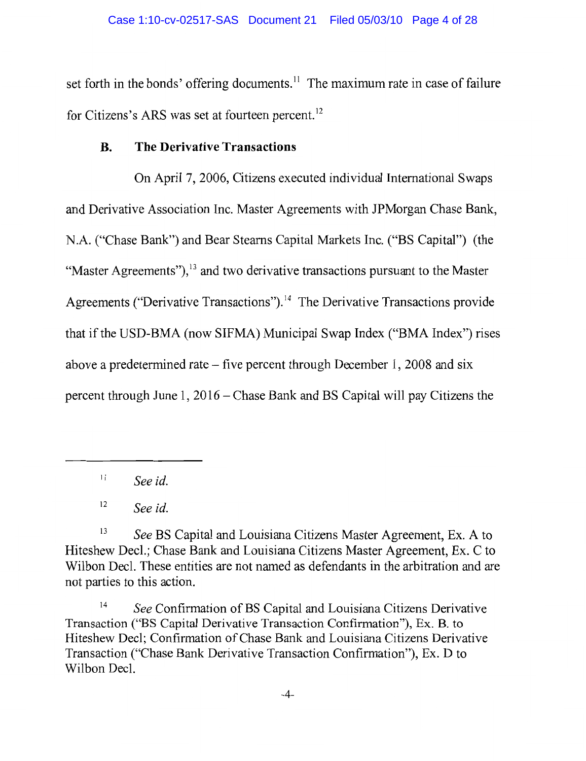set forth in the bonds' offering documents.[11] The maximum rate in case of failure for Citizens's ARS was set at fourteen percent.[12]

### B. The Derivative Transactions

On April 7, 2006, Citizens executed individual International Swaps and Derivative Association Inc. Master Agreements with JPMorgan Chase Bank, N.A. ("Chase Bank") and Bear Stearns Capital Markets Inc. ("BS Capital") (the "Master Agreements"),[13] and two derivative transactions pursuant to the Master Agreements ("Derivative Transactions").[14] The Derivative Transactions provide that if the USD-BMA (now SIFMA) Municipal Swap Index ("BMA Index") rises above a predetermined rate – five percent through December 1, 2008 and six percent through June 1, 2016 – Chase Bank and BS Capital will pay Citizens the

---

[11] *See id.*

[12] *See id.*

[13] *See* BS Capital and Louisiana Citizens Master Agreement, Ex. A to Hiteshew Decl.; Chase Bank and Louisiana Citizens Master Agreement, Ex. C to Wilbon Decl. These entities are not named as defendants in the arbitration and are not parties to this action.

[14] *See* Confirmation of BS Capital and Louisiana Citizens Derivative Transaction ("BS Capital Derivative Transaction Confirmation"), Ex. B. to Hiteshew Decl; Confirmation of Chase Bank and Louisiana Citizens Derivative Transaction ("Chase Bank Derivative Transaction Confirmation"), Ex. D to Wilbon Decl.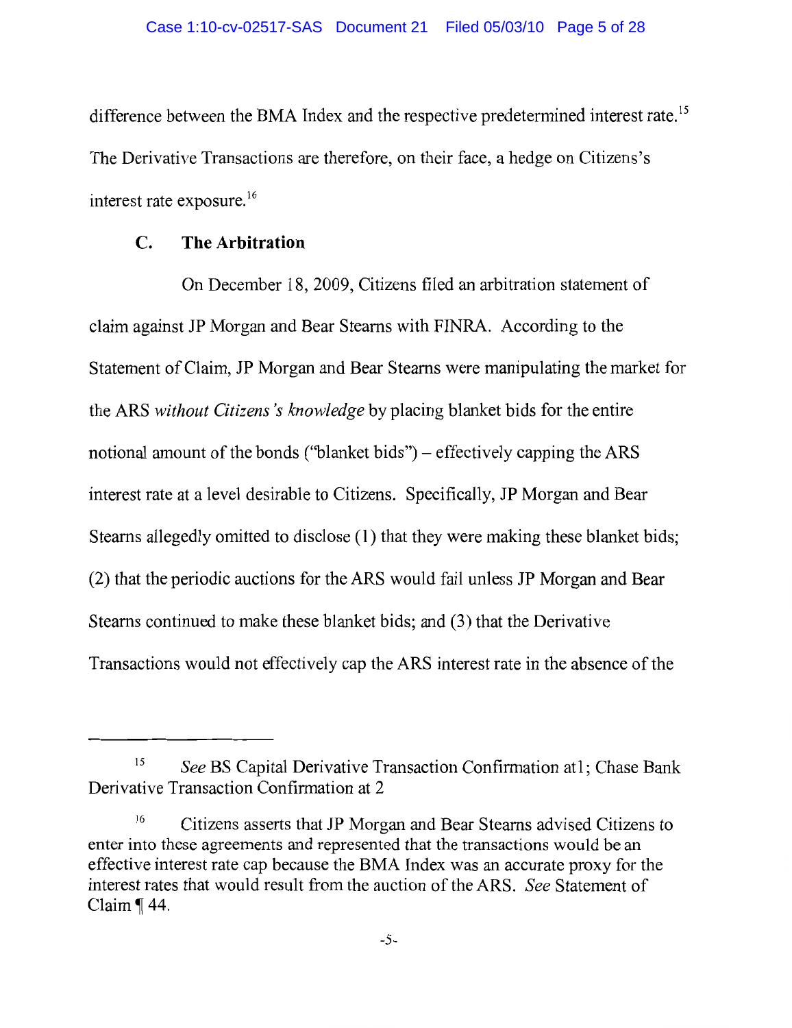difference between the BMA Index and the respective predetermined interest rate.[15] The Derivative Transactions are therefore, on their face, a hedge on Citizens's interest rate exposure.[16]

### C. The Arbitration

On December 18, 2009, Citizens filed an arbitration statement of claim against JP Morgan and Bear Stearns with FINRA. According to the Statement of Claim, JP Morgan and Bear Stearns were manipulating the market for the ARS *without Citizens's knowledge* by placing blanket bids for the entire notional amount of the bonds ("blanket bids") – effectively capping the ARS interest rate at a level desirable to Citizens. Specifically, JP Morgan and Bear Stearns allegedly omitted to disclose (1) that they were making these blanket bids; (2) that the periodic auctions for the ARS would fail unless JP Morgan and Bear Stearns continued to make these blanket bids; and (3) that the Derivative Transactions would not effectively cap the ARS interest rate in the absence of the

---

[15] *See* BS Capital Derivative Transaction Confirmation at1; Chase Bank Derivative Transaction Confirmation at 2

[16] Citizens asserts that JP Morgan and Bear Stearns advised Citizens to enter into these agreements and represented that the transactions would be an effective interest rate cap because the BMA Index was an accurate proxy for the interest rates that would result from the auction of the ARS. *See* Statement of Claim ¶ 44.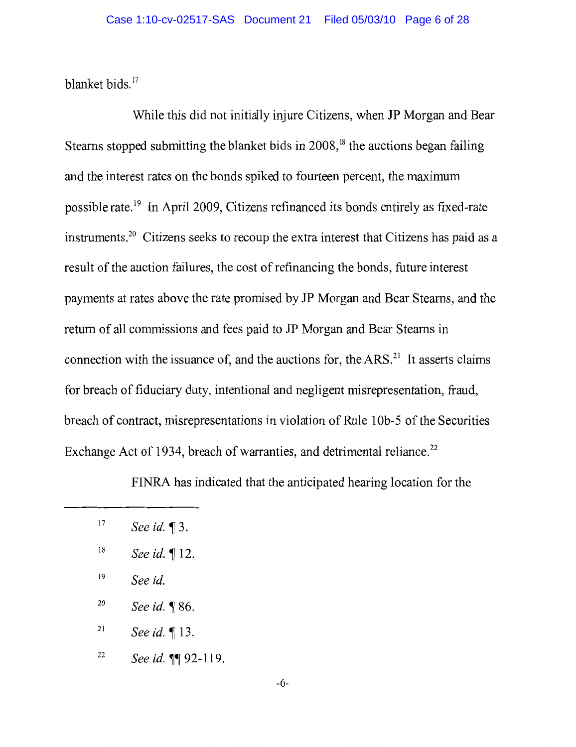blanket bids.[17]

While this did not initially injure Citizens, when JP Morgan and Bear Stearns stopped submitting the blanket bids in 2008,[18] the auctions began failing and the interest rates on the bonds spiked to fourteen percent, the maximum possible rate.[19] In April 2009, Citizens refinanced its bonds entirely as fixed-rate instruments.[20] Citizens seeks to recoup the extra interest that Citizens has paid as a result of the auction failures, the cost of refinancing the bonds, future interest payments at rates above the rate promised by JP Morgan and Bear Stearns, and the return of all commissions and fees paid to JP Morgan and Bear Stearns in connection with the issuance of, and the auctions for, the ARS.[21] It asserts claims for breach of fiduciary duty, intentional and negligent misrepresentation, fraud, breach of contract, misrepresentations in violation of Rule 10b-5 of the Securities Exchange Act of 1934, breach of warranties, and detrimental reliance.[22]

FINRA has indicated that the anticipated hearing location for the

---

[17] *See id.* ¶ 3.

[18] *See id.* ¶ 12.

[19] *See id.*

[20] *See id.* ¶ 86.

[21] *See id.* ¶ 13.

[22] *See id.* ¶¶ 92-119.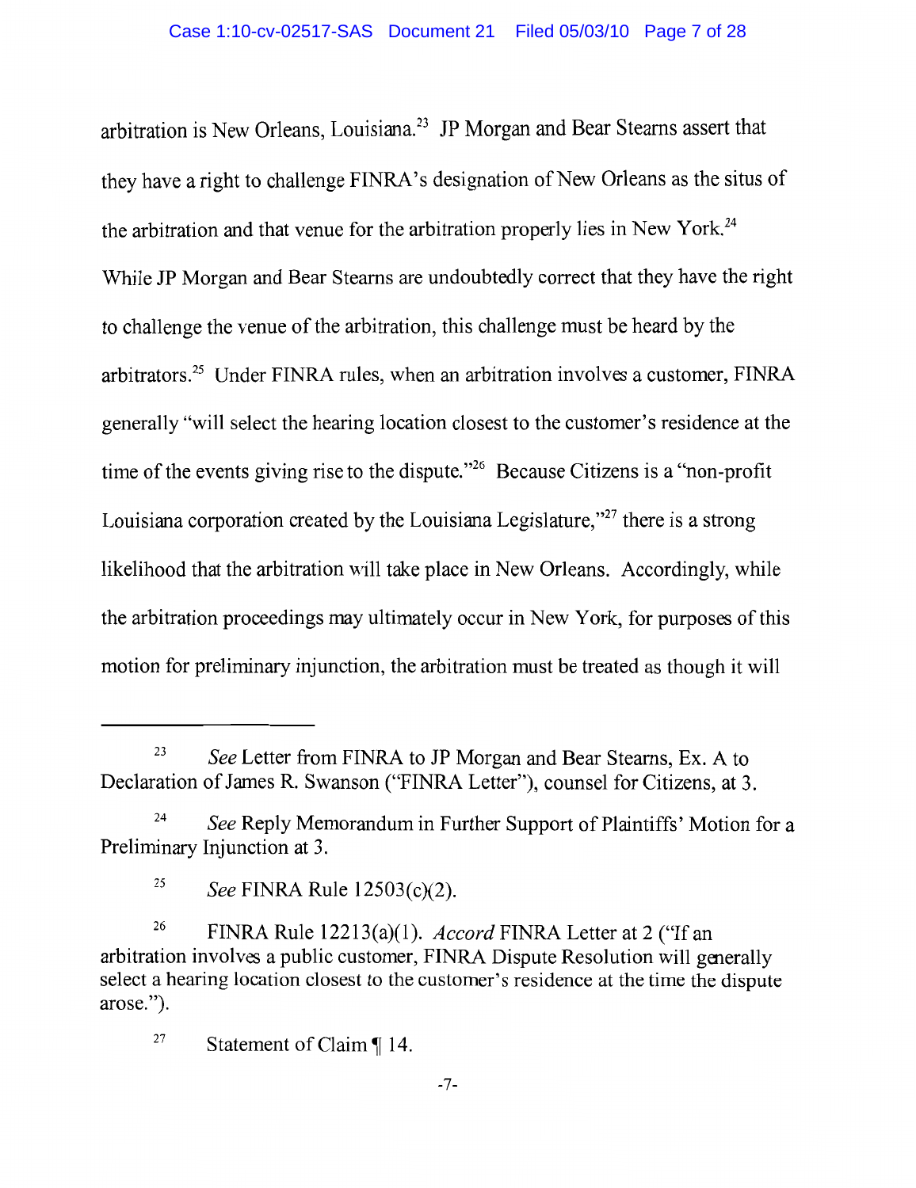arbitration is New Orleans, Louisiana.[23] JP Morgan and Bear Stearns assert that they have a right to challenge FINRA's designation of New Orleans as the situs of the arbitration and that venue for the arbitration properly lies in New York.[24] While JP Morgan and Bear Stearns are undoubtedly correct that they have the right to challenge the venue of the arbitration, this challenge must be heard by the arbitrators.[25] Under FINRA rules, when an arbitration involves a customer, FINRA generally "will select the hearing location closest to the customer's residence at the time of the events giving rise to the dispute."[26] Because Citizens is a "non-profit Louisiana corporation created by the Louisiana Legislature,"[27] there is a strong likelihood that the arbitration will take place in New Orleans. Accordingly, while the arbitration proceedings may ultimately occur in New York, for purposes of this motion for preliminary injunction, the arbitration must be treated as though it will

---

[23] *See* Letter from FINRA to JP Morgan and Bear Stearns, Ex. A to Declaration of James R. Swanson ("FINRA Letter"), counsel for Citizens, at 3.

[24] *See* Reply Memorandum in Further Support of Plaintiffs' Motion for a Preliminary Injunction at 3.

[25] *See* FINRA Rule 12503(c)(2).

[26] FINRA Rule 12213(a)(1). *Accord* FINRA Letter at 2 ("If an arbitration involves a public customer, FINRA Dispute Resolution will generally select a hearing location closest to the customer's residence at the time the dispute arose.").

[27] Statement of Claim ¶ 14.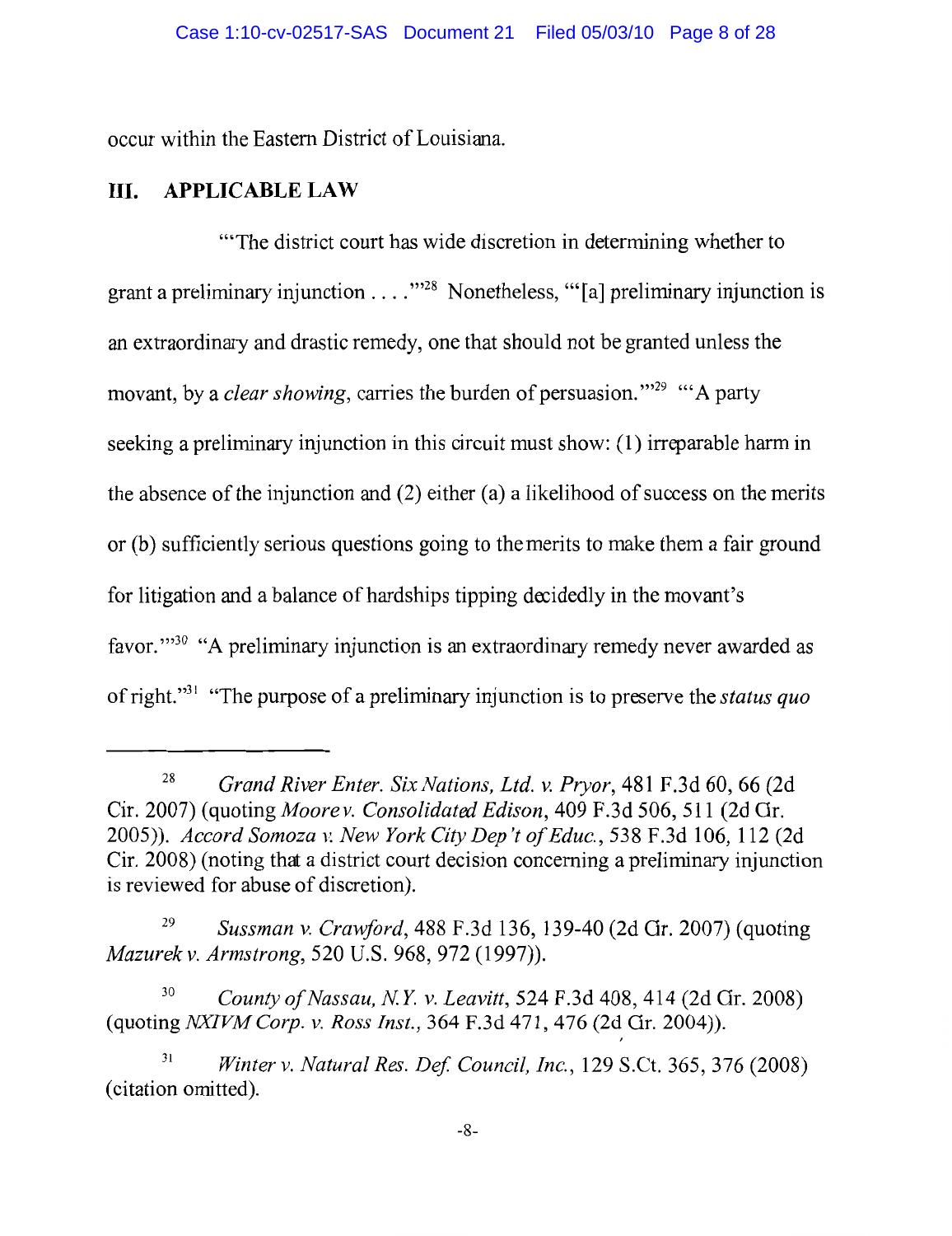occur within the Eastern District of Louisiana.

## III. APPLICABLE LAW

"'The district court has wide discretion in determining whether to grant a preliminary injunction . . . .'"[28] Nonetheless, "'[a] preliminary injunction is an extraordinary and drastic remedy, one that should not be granted unless the movant, by a *clear showing*, carries the burden of persuasion.'"[29] "'A party seeking a preliminary injunction in this circuit must show: (1) irreparable harm in the absence of the injunction and (2) either (a) a likelihood of success on the merits or (b) sufficiently serious questions going to the merits to make them a fair ground for litigation and a balance of hardships tipping decidedly in the movant's favor.'"[30] "A preliminary injunction is an extraordinary remedy never awarded as of right."[31] "The purpose of a preliminary injunction is to preserve the *status quo*

---

[28] *Grand River Enter. Six Nations, Ltd. v. Pryor*, 481 F.3d 60, 66 (2d Cir. 2007) (quoting *Moore v. Consolidated Edison*, 409 F.3d 506, 511 (2d Cir. 2005)). *Accord Somoza v. New York City Dep't of Educ.*, 538 F.3d 106, 112 (2d Cir. 2008) (noting that a district court decision concerning a preliminary injunction is reviewed for abuse of discretion).

[29] *Sussman v. Crawford*, 488 F.3d 136, 139-40 (2d Cir. 2007) (quoting *Mazurek v. Armstrong*, 520 U.S. 968, 972 (1997)).

[30] *County of Nassau, N.Y. v. Leavitt*, 524 F.3d 408, 414 (2d Cir. 2008) (quoting *NXIVM Corp. v. Ross Inst.*, 364 F.3d 471, 476 (2d Cir. 2004)).

[31] *Winter v. Natural Res. Def. Council, Inc.*, 129 S.Ct. 365, 376 (2008) (citation omitted).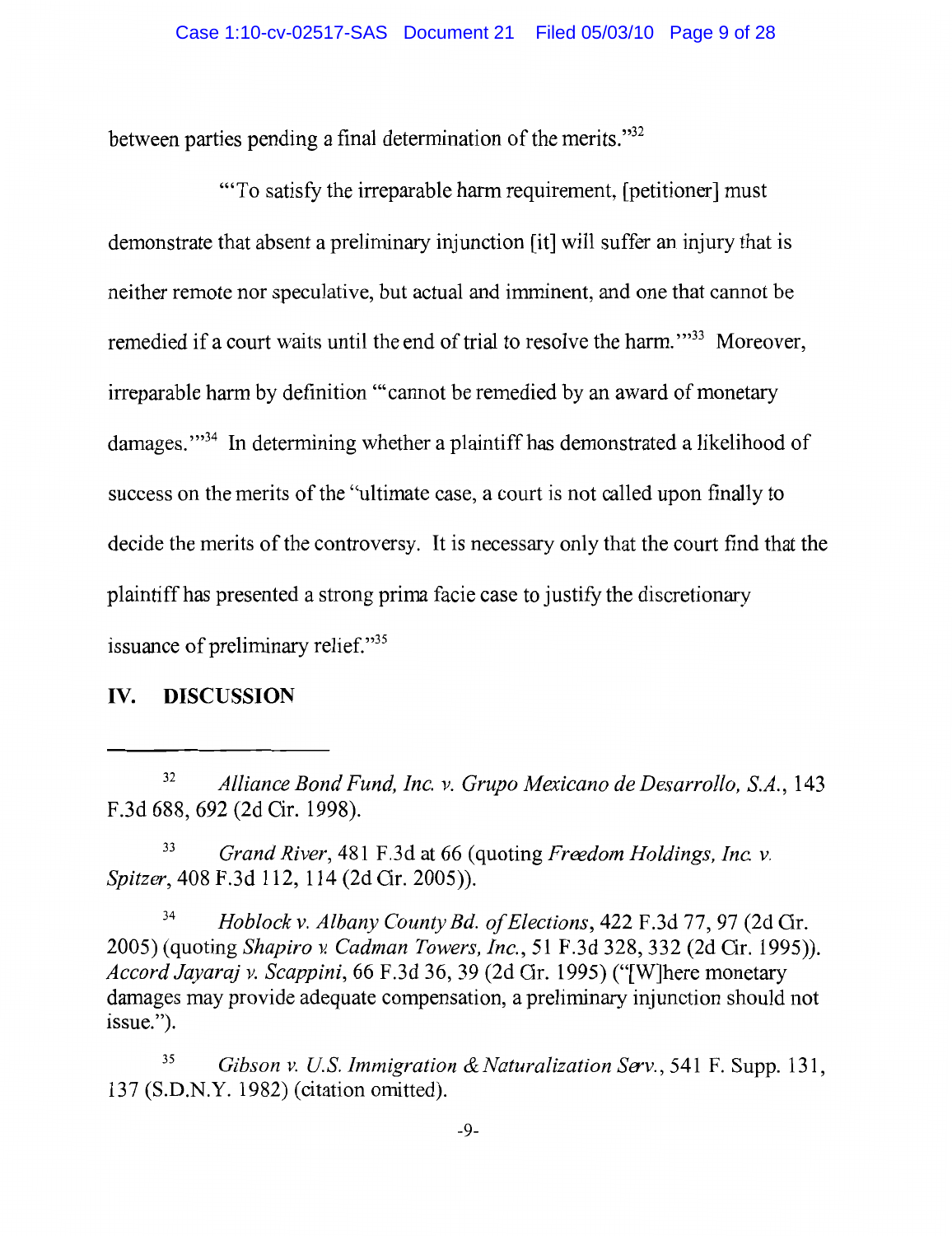between parties pending a final determination of the merits."[32]

"'To satisfy the irreparable harm requirement, [petitioner] must demonstrate that absent a preliminary injunction [it] will suffer an injury that is neither remote nor speculative, but actual and imminent, and one that cannot be remedied if a court waits until the end of trial to resolve the harm.'"[33] Moreover, irreparable harm by definition "'cannot be remedied by an award of monetary damages.'"[34] In determining whether a plaintiff has demonstrated a likelihood of success on the merits of the "ultimate case, a court is not called upon finally to decide the merits of the controversy. It is necessary only that the court find that the plaintiff has presented a strong prima facie case to justify the discretionary issuance of preliminary relief."[35]

## IV. DISCUSSION

---

[32] *Alliance Bond Fund, Inc. v. Grupo Mexicano de Desarrollo, S.A.*, 143 F.3d 688, 692 (2d Cir. 1998).

[33] *Grand River*, 481 F.3d at 66 (quoting *Freedom Holdings, Inc. v. Spitzer*, 408 F.3d 112, 114 (2d Cir. 2005)).

[34] *Hoblock v. Albany County Bd. of Elections*, 422 F.3d 77, 97 (2d Cir. 2005) (quoting *Shapiro v. Cadman Towers, Inc.*, 51 F.3d 328, 332 (2d Cir. 1995)). *Accord Jayaraj v. Scappini*, 66 F.3d 36, 39 (2d Cir. 1995) ("[W]here monetary damages may provide adequate compensation, a preliminary injunction should not issue.").

[35] *Gibson v. U.S. Immigration & Naturalization Serv.*, 541 F. Supp. 131, 137 (S.D.N.Y. 1982) (citation omitted).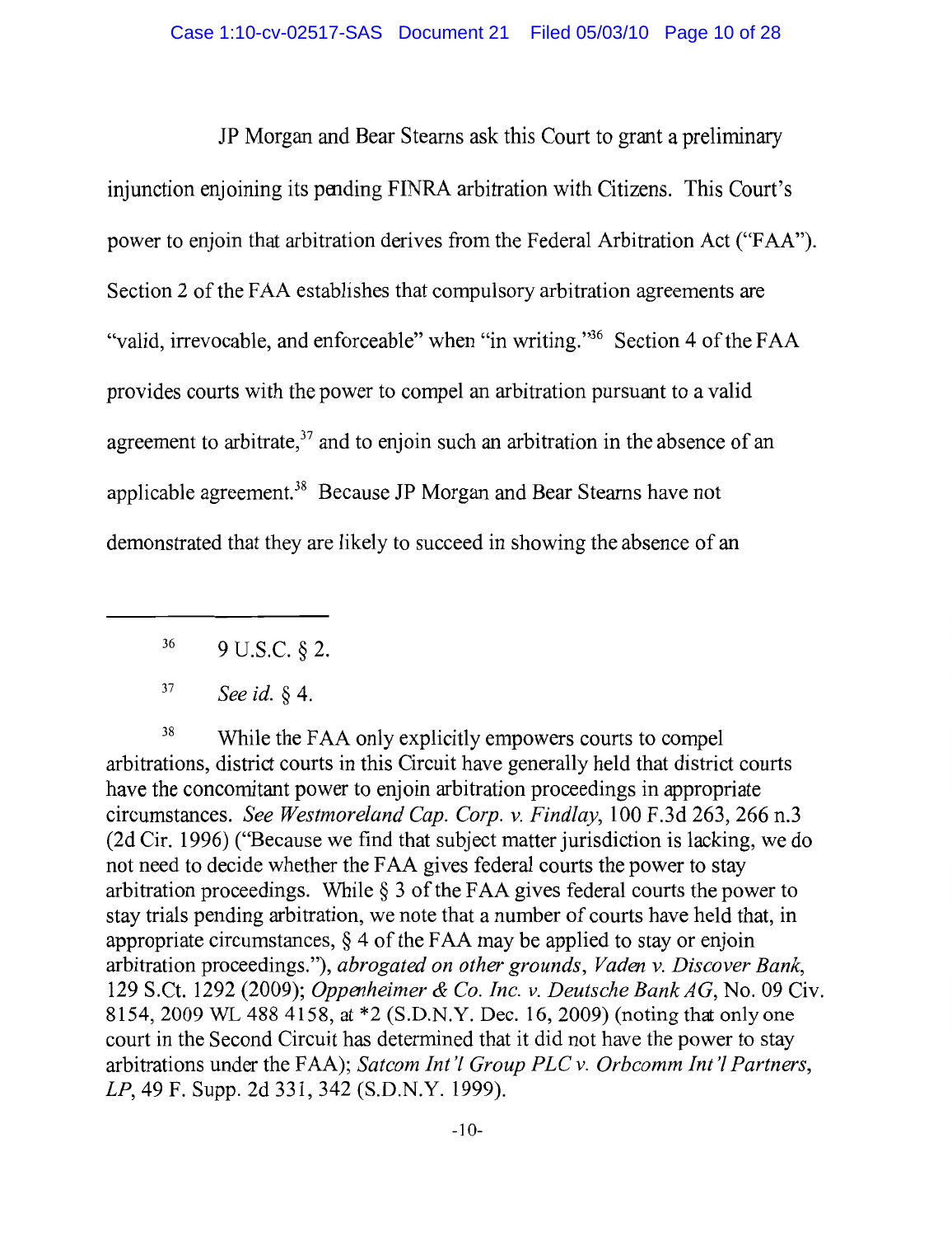JP Morgan and Bear Stearns ask this Court to grant a preliminary injunction enjoining its pending FINRA arbitration with Citizens. This Court's power to enjoin that arbitration derives from the Federal Arbitration Act ("FAA"). Section 2 of the FAA establishes that compulsory arbitration agreements are "valid, irrevocable, and enforceable" when "in writing."[36] Section 4 of the FAA provides courts with the power to compel an arbitration pursuant to a valid agreement to arbitrate,[37] and to enjoin such an arbitration in the absence of an applicable agreement.[38] Because JP Morgan and Bear Stearns have not demonstrated that they are likely to succeed in showing the absence of an

---

[36] 9 U.S.C. § 2.

[37] *See id.* § 4.

[38] While the FAA only explicitly empowers courts to compel arbitrations, district courts in this Circuit have generally held that district courts have the concomitant power to enjoin arbitration proceedings in appropriate circumstances. *See Westmoreland Cap. Corp. v. Findlay*, 100 F.3d 263, 266 n.3 (2d Cir. 1996) ("Because we find that subject matter jurisdiction is lacking, we do not need to decide whether the FAA gives federal courts the power to stay arbitration proceedings. While § 3 of the FAA gives federal courts the power to stay trials pending arbitration, we note that a number of courts have held that, in appropriate circumstances, § 4 of the FAA may be applied to stay or enjoin arbitration proceedings."), *abrogated on other grounds*, *Vaden v. Discover Bank*, 129 S.Ct. 1292 (2009); *Oppenheimer & Co. Inc. v. Deutsche Bank AG*, No. 09 Civ. 8154, 2009 WL 488 4158, at *2 (S.D.N.Y. Dec. 16, 2009) (noting that only one court in the Second Circuit has determined that it did not have the power to stay arbitrations under the FAA); *Satcom Int'l Group PLC v. Orbcomm Int'l Partners, LP*, 49 F. Supp. 2d 331, 342 (S.D.N.Y. 1999).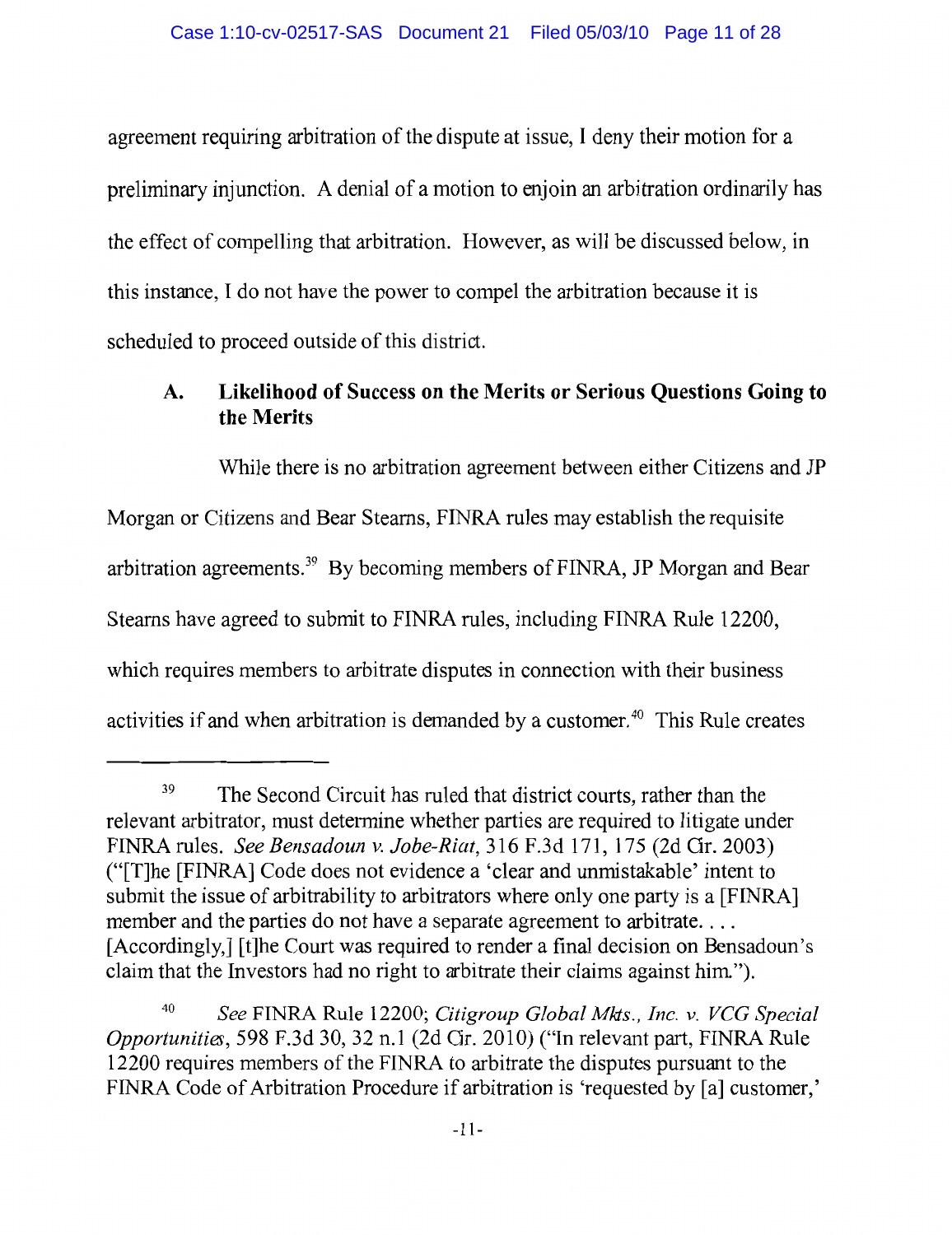agreement requiring arbitration of the dispute at issue, I deny their motion for a preliminary injunction. A denial of a motion to enjoin an arbitration ordinarily has the effect of compelling that arbitration. However, as will be discussed below, in this instance, I do not have the power to compel the arbitration because it is scheduled to proceed outside of this district.

### A. Likelihood of Success on the Merits or Serious Questions Going to the Merits

While there is no arbitration agreement between either Citizens and JP Morgan or Citizens and Bear Stearns, FINRA rules may establish the requisite arbitration agreements.[39] By becoming members of FINRA, JP Morgan and Bear Stearns have agreed to submit to FINRA rules, including FINRA Rule 12200, which requires members to arbitrate disputes in connection with their business activities if and when arbitration is demanded by a customer.[40] This Rule creates

---

[39] The Second Circuit has ruled that district courts, rather than the relevant arbitrator, must determine whether parties are required to litigate under FINRA rules. *See Bensadoun v. Jobe-Riat*, 316 F.3d 171, 175 (2d Cir. 2003) ("[T]he [FINRA] Code does not evidence a 'clear and unmistakable' intent to submit the issue of arbitrability to arbitrators where only one party is a [FINRA] member and the parties do not have a separate agreement to arbitrate. . . . [Accordingly,] [t]he Court was required to render a final decision on Bensadoun's claim that the Investors had no right to arbitrate their claims against him.").

[40] *See* FINRA Rule 12200; *Citigroup Global Mkts., Inc. v. VCG Special Opportunities*, 598 F.3d 30, 32 n.1 (2d Cir. 2010) ("In relevant part, FINRA Rule 12200 requires members of the FINRA to arbitrate the disputes pursuant to the FINRA Code of Arbitration Procedure if arbitration is 'requested by [a] customer,'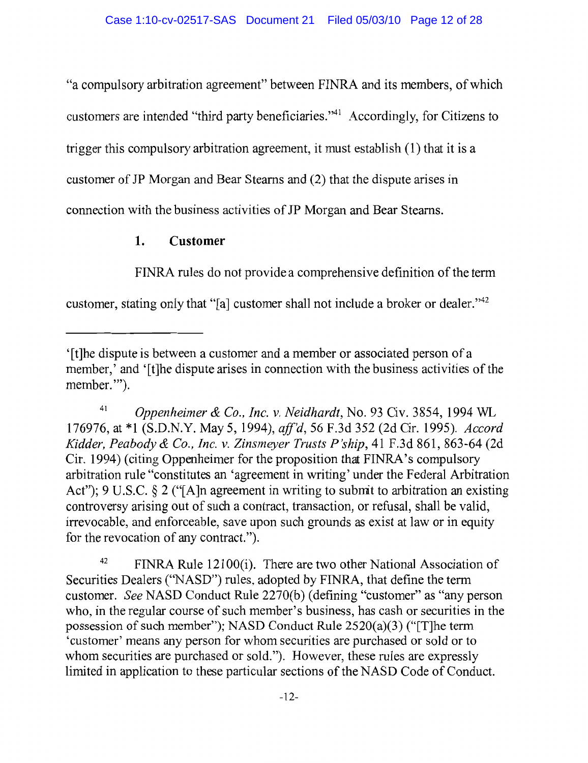"a compulsory arbitration agreement" between FINRA and its members, of which customers are intended "third party beneficiaries."[41] Accordingly, for Citizens to trigger this compulsory arbitration agreement, it must establish (1) that it is a customer of JP Morgan and Bear Stearns and (2) that the dispute arises in connection with the business activities of JP Morgan and Bear Stearns.

### 1. Customer

FINRA rules do not provide a comprehensive definition of the term customer, stating only that "[a] customer shall not include a broker or dealer."[42]

---

'[t]he dispute is between a customer and a member or associated person of a member,' and '[t]he dispute arises in connection with the business activities of the member.'").

[41] *Oppenheimer & Co., Inc. v. Neidhardt*, No. 93 Civ. 3854, 1994 WL 176976, at *1 (S.D.N.Y. May 5, 1994), *aff'd*, 56 F.3d 352 (2d Cir. 1995). *Accord Kidder, Peabody & Co., Inc. v. Zinsmeyer Trusts P'ship*, 41 F.3d 861, 863-64 (2d Cir. 1994) (citing Oppenheimer for the proposition that FINRA's compulsory arbitration rule "constitutes an 'agreement in writing' under the Federal Arbitration Act"); 9 U.S.C. § 2 ("[A]n agreement in writing to submit to arbitration an existing controversy arising out of such a contract, transaction, or refusal, shall be valid, irrevocable, and enforceable, save upon such grounds as exist at law or in equity for the revocation of any contract.").

[42] FINRA Rule 12100(i). There are two other National Association of Securities Dealers ("NASD") rules, adopted by FINRA, that define the term customer. *See* NASD Conduct Rule 2270(b) (defining "customer" as "any person who, in the regular course of such member's business, has cash or securities in the possession of such member"); NASD Conduct Rule 2520(a)(3) ("[T]he term 'customer' means any person for whom securities are purchased or sold or to whom securities are purchased or sold."). However, these rules are expressly limited in application to these particular sections of the NASD Code of Conduct.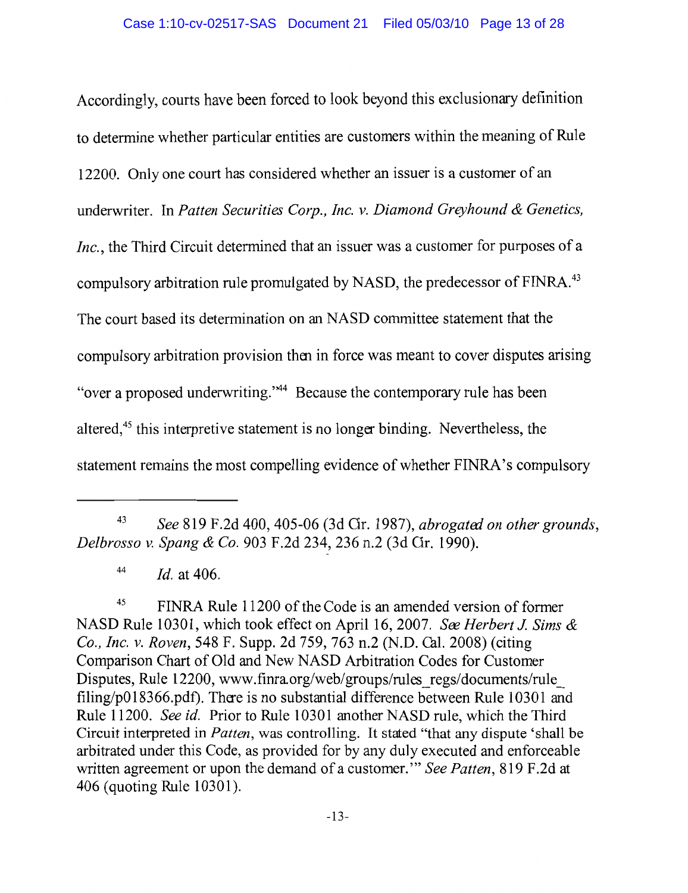Accordingly, courts have been forced to look beyond this exclusionary definition to determine whether particular entities are customers within the meaning of Rule 12200. Only one court has considered whether an issuer is a customer of an underwriter. In *Patten Securities Corp., Inc. v. Diamond Greyhound & Genetics, Inc.*, the Third Circuit determined that an issuer was a customer for purposes of a compulsory arbitration rule promulgated by NASD, the predecessor of FINRA.[43] The court based its determination on an NASD committee statement that the compulsory arbitration provision then in force was meant to cover disputes arising "over a proposed underwriting."[44] Because the contemporary rule has been altered,[45] this interpretive statement is no longer binding. Nevertheless, the statement remains the most compelling evidence of whether FINRA's compulsory

---

[43] *See* 819 F.2d 400, 405-06 (3d Cir. 1987), *abrogated on other grounds*, *Delbrosso v. Spang & Co.* 903 F.2d 234, 236 n.2 (3d Cir. 1990).

[44] *Id.* at 406.

[45] FINRA Rule 11200 of the Code is an amended version of former NASD Rule 10301, which took effect on April 16, 2007. *See Herbert J. Sims & Co., Inc. v. Roven*, 548 F. Supp. 2d 759, 763 n.2 (N.D. Cal. 2008) (citing Comparison Chart of Old and New NASD Arbitration Codes for Customer Disputes, Rule 12200, www.finra.org/web/groups/rules_regs/documents/rule_filing/p018366.pdf). There is no substantial difference between Rule 10301 and Rule 11200. *See id.* Prior to Rule 10301 another NASD rule, which the Third Circuit interpreted in *Patten*, was controlling. It stated "that any dispute 'shall be arbitrated under this Code, as provided for by any duly executed and enforceable written agreement or upon the demand of a customer.'" *See Patten*, 819 F.2d at 406 (quoting Rule 10301).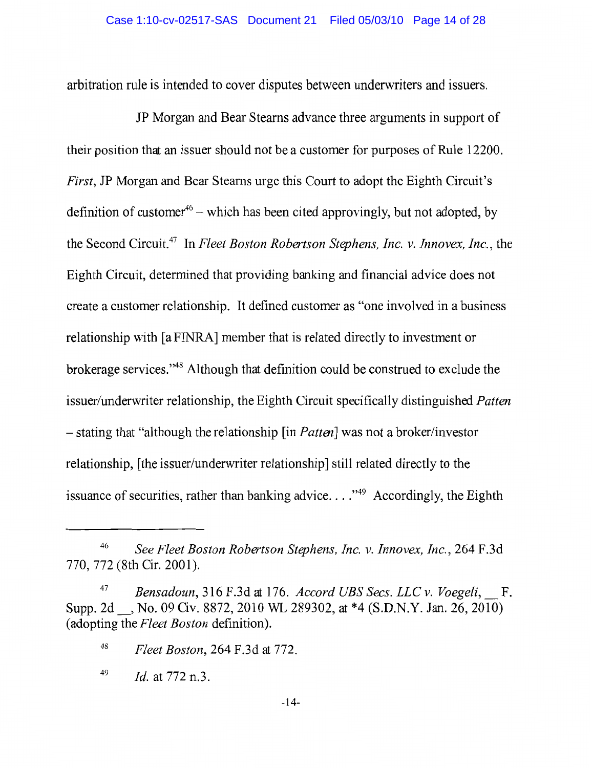arbitration rule is intended to cover disputes between underwriters and issuers.

JP Morgan and Bear Stearns advance three arguments in support of their position that an issuer should not be a customer for purposes of Rule 12200. *First*, JP Morgan and Bear Stearns urge this Court to adopt the Eighth Circuit's definition of customer[46] – which has been cited approvingly, but not adopted, by the Second Circuit.[47] In *Fleet Boston Robertson Stephens, Inc. v. Innovex, Inc.*, the Eighth Circuit, determined that providing banking and financial advice does not create a customer relationship. It defined customer as "one involved in a business relationship with [a FINRA] member that is related directly to investment or brokerage services."[48] Although that definition could be construed to exclude the issuer/underwriter relationship, the Eighth Circuit specifically distinguished *Patten* – stating that "although the relationship [in *Patten*] was not a broker/investor relationship, [the issuer/underwriter relationship] still related directly to the issuance of securities, rather than banking advice. . . ."[49] Accordingly, the Eighth

---

[46] *See Fleet Boston Robertson Stephens, Inc. v. Innovex, Inc.*, 264 F.3d 770, 772 (8th Cir. 2001).

[47] *Bensadoun*, 316 F.3d at 176. *Accord UBS Secs. LLC v. Voegeli*, __ F. Supp. 2d __, No. 09 Civ. 8872, 2010 WL 289302, at *4 (S.D.N.Y. Jan. 26, 2010) (adopting the *Fleet Boston* definition).

[48] *Fleet Boston*, 264 F.3d at 772.

[49] *Id.* at 772 n.3.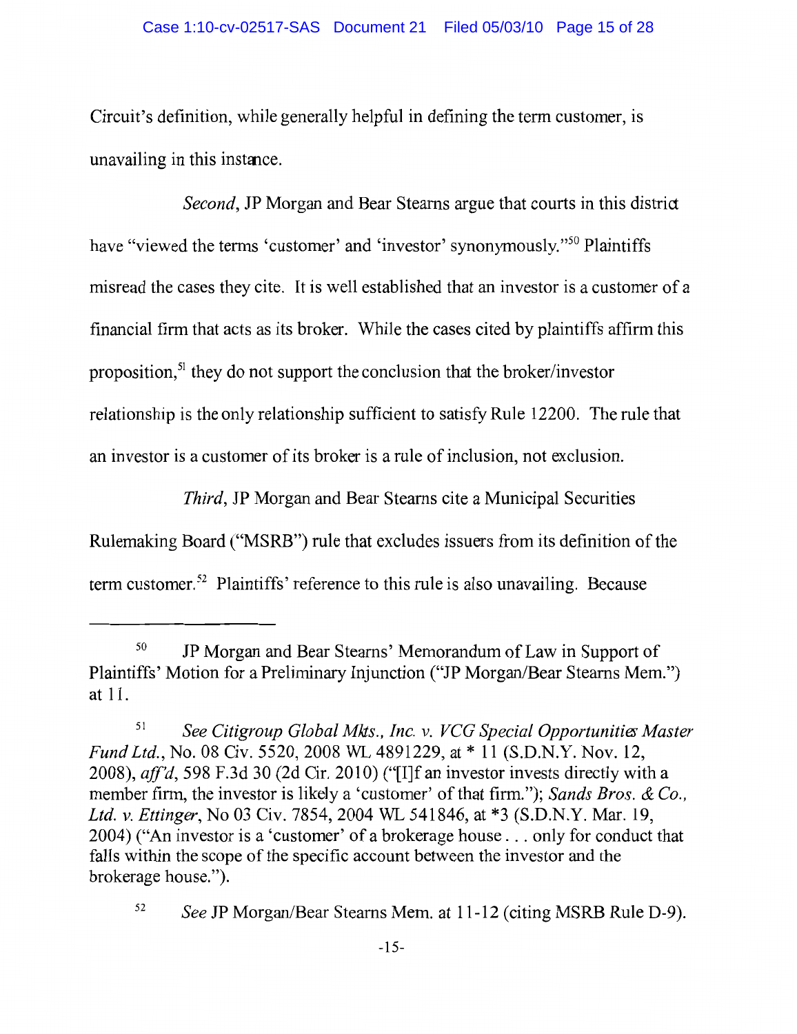Circuit's definition, while generally helpful in defining the term customer, is unavailing in this instance.

*Second*, JP Morgan and Bear Stearns argue that courts in this district have "viewed the terms 'customer' and 'investor' synonymously."[50] Plaintiffs misread the cases they cite. It is well established that an investor is a customer of a financial firm that acts as its broker. While the cases cited by plaintiffs affirm this proposition,[51] they do not support the conclusion that the broker/investor relationship is the only relationship sufficient to satisfy Rule 12200. The rule that an investor is a customer of its broker is a rule of inclusion, not exclusion.

*Third*, JP Morgan and Bear Stearns cite a Municipal Securities Rulemaking Board ("MSRB") rule that excludes issuers from its definition of the term customer.[52] Plaintiffs' reference to this rule is also unavailing. Because

---

[50] JP Morgan and Bear Stearns' Memorandum of Law in Support of Plaintiffs' Motion for a Preliminary Injunction ("JP Morgan/Bear Stearns Mem.") at 11.

[51] *See Citigroup Global Mkts., Inc. v. VCG Special Opportunities Master Fund Ltd.*, No. 08 Civ. 5520, 2008 WL 4891229, at * 11 (S.D.N.Y. Nov. 12, 2008), *aff'd*, 598 F.3d 30 (2d Cir. 2010) ("[I]f an investor invests directly with a member firm, the investor is likely a 'customer' of that firm."); *Sands Bros. & Co., Ltd. v. Ettinger*, No 03 Civ. 7854, 2004 WL 541846, at *3 (S.D.N.Y. Mar. 19, 2004) ("An investor is a 'customer' of a brokerage house . . . only for conduct that falls within the scope of the specific account between the investor and the brokerage house.").

[52] *See* JP Morgan/Bear Stearns Mem. at 11-12 (citing MSRB Rule D-9).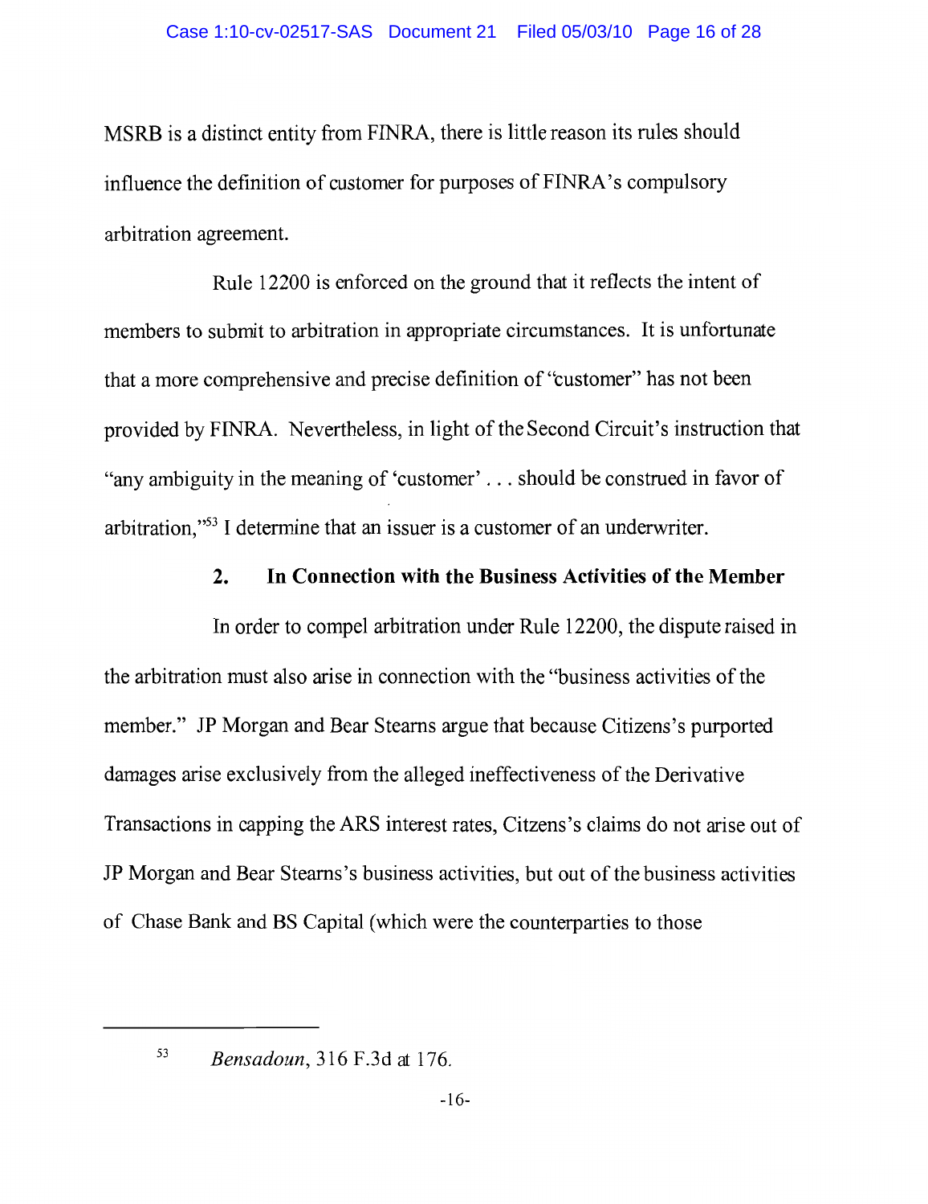MSRB is a distinct entity from FINRA, there is little reason its rules should influence the definition of customer for purposes of FINRA's compulsory arbitration agreement.

Rule 12200 is enforced on the ground that it reflects the intent of members to submit to arbitration in appropriate circumstances. It is unfortunate that a more comprehensive and precise definition of "customer" has not been provided by FINRA. Nevertheless, in light of the Second Circuit's instruction that "any ambiguity in the meaning of 'customer' . . . should be construed in favor of arbitration,"[53] I determine that an issuer is a customer of an underwriter.

### 2. In Connection with the Business Activities of the Member

In order to compel arbitration under Rule 12200, the dispute raised in the arbitration must also arise in connection with the "business activities of the member." JP Morgan and Bear Stearns argue that because Citizens's purported damages arise exclusively from the alleged ineffectiveness of the Derivative Transactions in capping the ARS interest rates, Citizens's claims do not arise out of JP Morgan and Bear Stearns's business activities, but out of the business activities of Chase Bank and BS Capital (which were the counterparties to those

---

[53] *Bensadoun*, 316 F.3d at 176.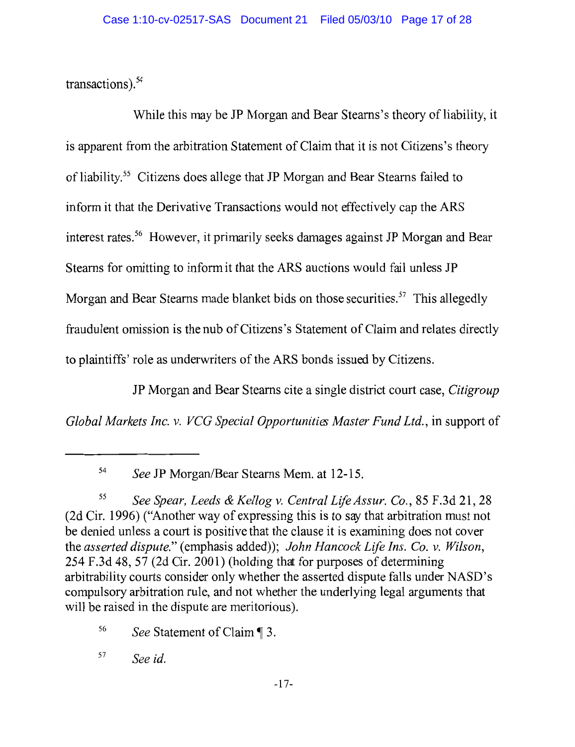transactions).[54]

While this may be JP Morgan and Bear Stearns's theory of liability, it is apparent from the arbitration Statement of Claim that it is not Citizens's theory of liability.[55] Citizens does allege that JP Morgan and Bear Stearns failed to inform it that the Derivative Transactions would not effectively cap the ARS interest rates.[56] However, it primarily seeks damages against JP Morgan and Bear Stearns for omitting to inform it that the ARS auctions would fail unless JP Morgan and Bear Stearns made blanket bids on those securities.[57] This allegedly fraudulent omission is the nub of Citizens's Statement of Claim and relates directly to plaintiffs' role as underwriters of the ARS bonds issued by Citizens.

JP Morgan and Bear Stearns cite a single district court case, *Citigroup Global Markets Inc. v. VCG Special Opportunities Master Fund Ltd.*, in support of

---

[54] *See* JP Morgan/Bear Stearns Mem. at 12-15.

[55] *See Spear, Leeds & Kellog v. Central Life Assur. Co.*, 85 F.3d 21, 28 (2d Cir. 1996) ("Another way of expressing this is to say that arbitration must not be denied unless a court is positive that the clause it is examining does not cover the *asserted dispute*." (emphasis added)); *John Hancock Life Ins. Co. v. Wilson*, 254 F.3d 48, 57 (2d Cir. 2001) (holding that for purposes of determining arbitrability courts consider only whether the asserted dispute falls under NASD's compulsory arbitration rule, and not whether the underlying legal arguments that will be raised in the dispute are meritorious).

[56] *See* Statement of Claim ¶ 3.

[57] *See id.*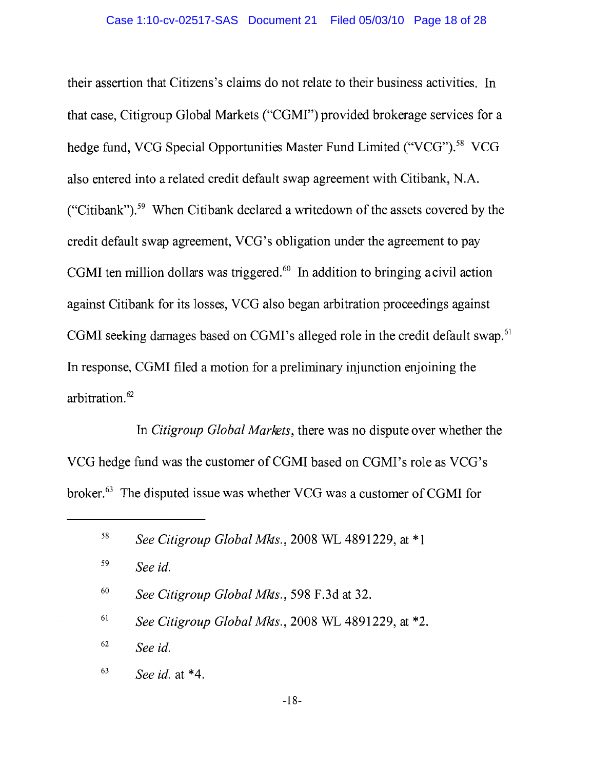their assertion that Citizens's claims do not relate to their business activities. In that case, Citigroup Global Markets ("CGMI") provided brokerage services for a hedge fund, VCG Special Opportunities Master Fund Limited ("VCG").[58] VCG also entered into a related credit default swap agreement with Citibank, N.A. ("Citibank").[59] When Citibank declared a writedown of the assets covered by the credit default swap agreement, VCG's obligation under the agreement to pay CGMI ten million dollars was triggered.[60] In addition to bringing a civil action against Citibank for its losses, VCG also began arbitration proceedings against CGMI seeking damages based on CGMI's alleged role in the credit default swap.[61] In response, CGMI filed a motion for a preliminary injunction enjoining the arbitration.[62]

In *Citigroup Global Markets*, there was no dispute over whether the VCG hedge fund was the customer of CGMI based on CGMI's role as VCG's broker.[63] The disputed issue was whether VCG was a customer of CGMI for

---

[58] *See Citigroup Global Mkts.*, 2008 WL 4891229, at *1

[59] *See id.*

[60] *See Citigroup Global Mkts.*, 598 F.3d at 32.

[61] *See Citigroup Global Mkts.*, 2008 WL 4891229, at *2.

[62] *See id.*

[63] *See id.* at *4.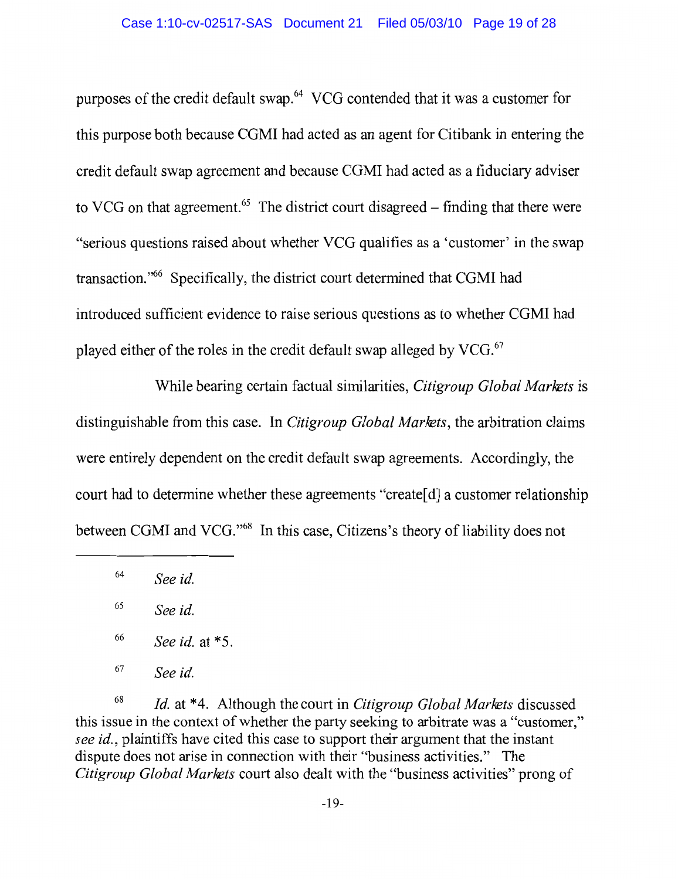purposes of the credit default swap.[64] VCG contended that it was a customer for this purpose both because CGMI had acted as an agent for Citibank in entering the credit default swap agreement and because CGMI had acted as a fiduciary adviser to VCG on that agreement.[65] The district court disagreed – finding that there were "serious questions raised about whether VCG qualifies as a 'customer' in the swap transaction."[66] Specifically, the district court determined that CGMI had introduced sufficient evidence to raise serious questions as to whether CGMI had played either of the roles in the credit default swap alleged by VCG.[67]

While bearing certain factual similarities, *Citigroup Global Markets* is distinguishable from this case. In *Citigroup Global Markets*, the arbitration claims were entirely dependent on the credit default swap agreements. Accordingly, the court had to determine whether these agreements "create[d] a customer relationship between CGMI and VCG."[68] In this case, Citizens's theory of liability does not

---

[64] *See id.*

[65] *See id.*

[66] *See id.* at *5.

[67] *See id.*

[68] *Id.* at *4. Although the court in *Citigroup Global Markets* discussed this issue in the context of whether the party seeking to arbitrate was a "customer," *see id.*, plaintiffs have cited this case to support their argument that the instant dispute does not arise in connection with their "business activities." The *Citigroup Global Markets* court also dealt with the "business activities" prong of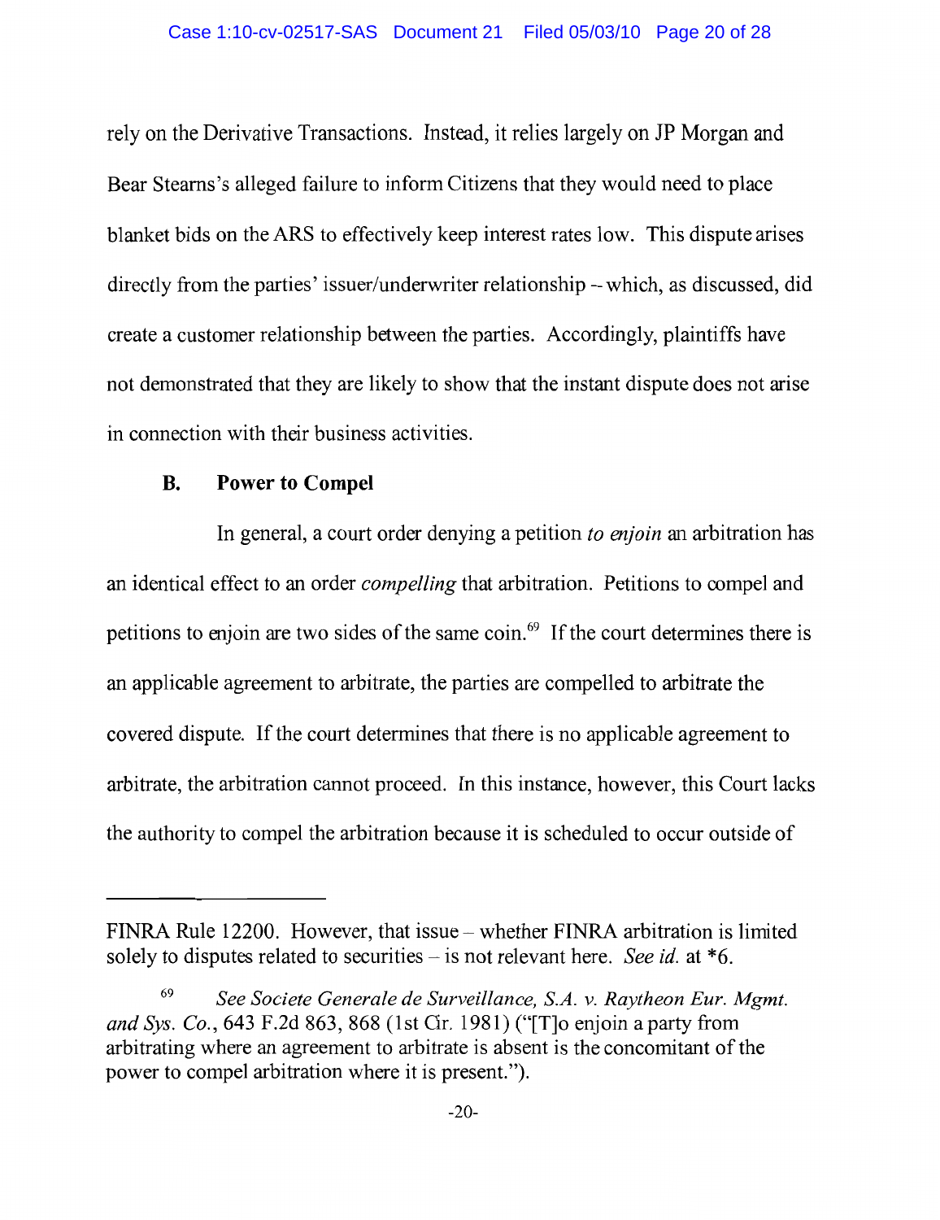rely on the Derivative Transactions. Instead, it relies largely on JP Morgan and Bear Stearns's alleged failure to inform Citizens that they would need to place blanket bids on the ARS to effectively keep interest rates low. This dispute arises directly from the parties' issuer/underwriter relationship -- which, as discussed, did create a customer relationship between the parties. Accordingly, plaintiffs have not demonstrated that they are likely to show that the instant dispute does not arise in connection with their business activities.

### B. Power to Compel

In general, a court order denying a petition *to enjoin* an arbitration has an identical effect to an order *compelling* that arbitration. Petitions to compel and petitions to enjoin are two sides of the same coin.[69] If the court determines there is an applicable agreement to arbitrate, the parties are compelled to arbitrate the covered dispute. If the court determines that there is no applicable agreement to arbitrate, the arbitration cannot proceed. In this instance, however, this Court lacks the authority to compel the arbitration because it is scheduled to occur outside of

---

FINRA Rule 12200. However, that issue – whether FINRA arbitration is limited solely to disputes related to securities – is not relevant here. *See id.* at *6.

[69] *See Societe Generale de Surveillance, S.A. v. Raytheon Eur. Mgmt. and Sys. Co.*, 643 F.2d 863, 868 (1st Cir. 1981) ("[T]o enjoin a party from arbitrating where an agreement to arbitrate is absent is the concomitant of the power to compel arbitration where it is present.").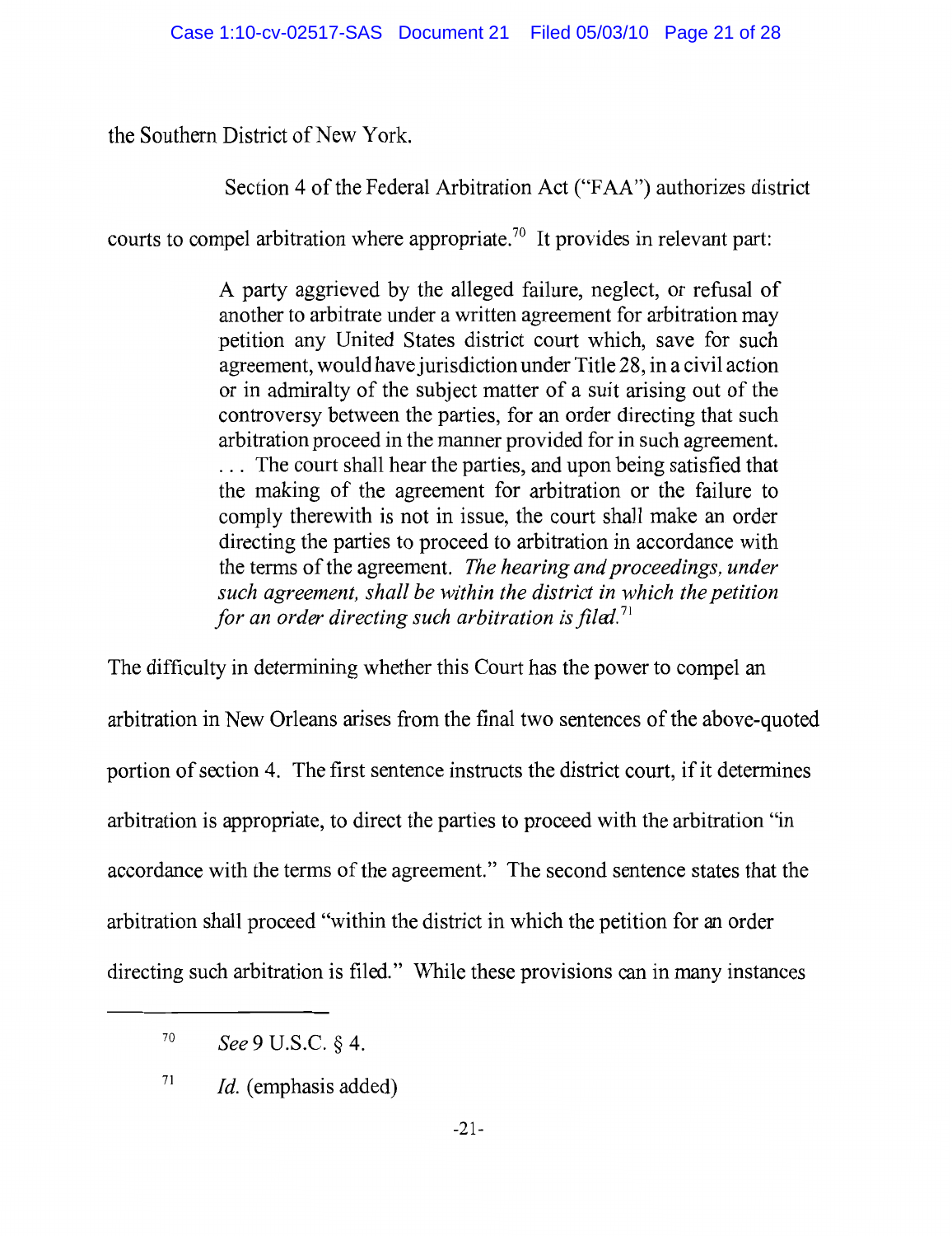the Southern District of New York.

Section 4 of the Federal Arbitration Act ("FAA") authorizes district courts to compel arbitration where appropriate.[70] It provides in relevant part:

> A party aggrieved by the alleged failure, neglect, or refusal of another to arbitrate under a written agreement for arbitration may petition any United States district court which, save for such agreement, would have jurisdiction under Title 28, in a civil action or in admiralty of the subject matter of a suit arising out of the controversy between the parties, for an order directing that such arbitration proceed in the manner provided for in such agreement. . . . The court shall hear the parties, and upon being satisfied that the making of the agreement for arbitration or the failure to comply therewith is not in issue, the court shall make an order directing the parties to proceed to arbitration in accordance with the terms of the agreement. *The hearing and proceedings, under such agreement, shall be within the district in which the petition for an order directing such arbitration is filed.*[71]

The difficulty in determining whether this Court has the power to compel an arbitration in New Orleans arises from the final two sentences of the above-quoted portion of section 4. The first sentence instructs the district court, if it determines arbitration is appropriate, to direct the parties to proceed with the arbitration "in accordance with the terms of the agreement." The second sentence states that the arbitration shall proceed "within the district in which the petition for an order directing such arbitration is filed." While these provisions can in many instances

---

[70] *See* 9 U.S.C. § 4.

[71] *Id.* (emphasis added)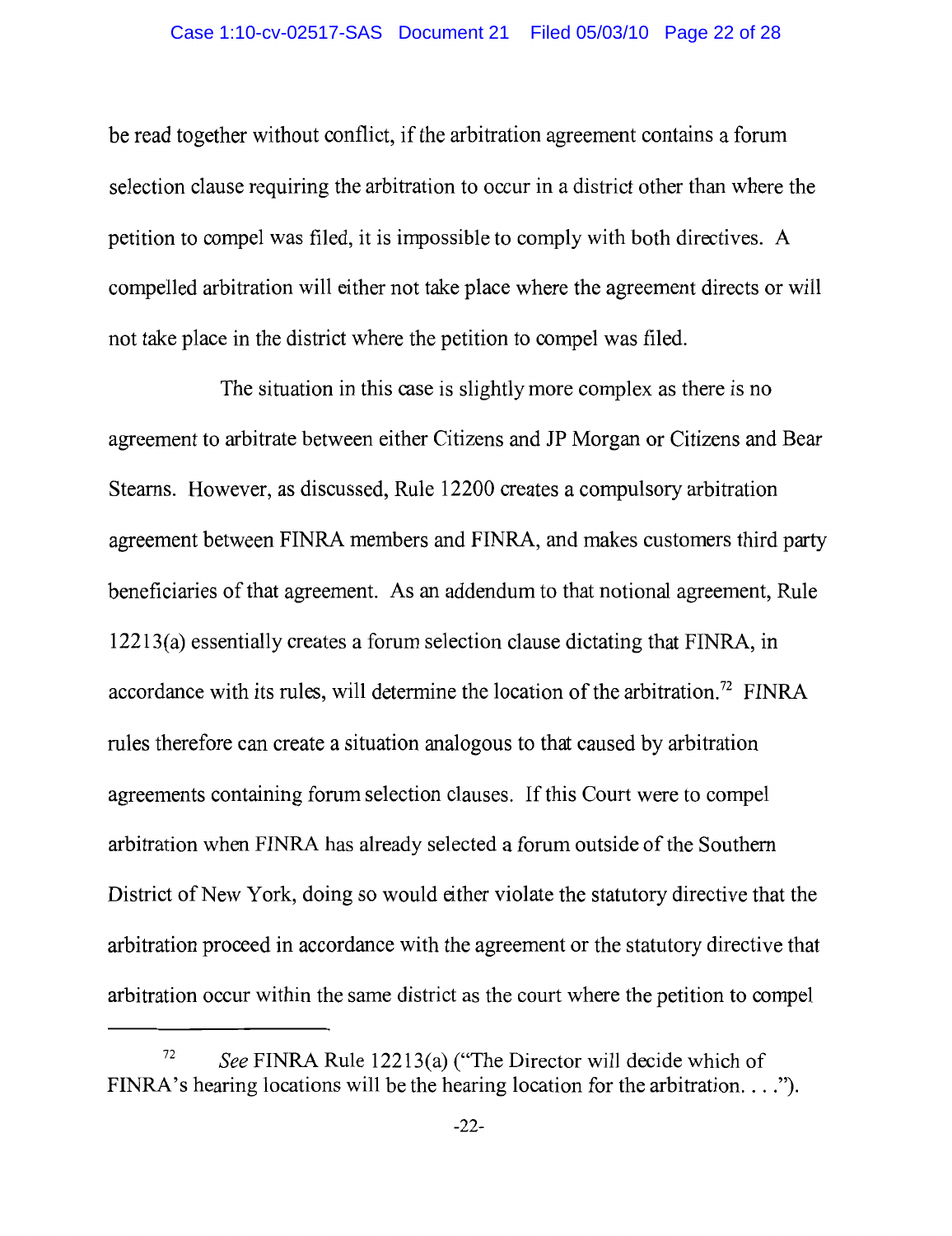be read together without conflict, if the arbitration agreement contains a forum selection clause requiring the arbitration to occur in a district other than where the petition to compel was filed, it is impossible to comply with both directives. A compelled arbitration will either not take place where the agreement directs or will not take place in the district where the petition to compel was filed.

The situation in this case is slightly more complex as there is no agreement to arbitrate between either Citizens and JP Morgan or Citizens and Bear Stearns. However, as discussed, Rule 12200 creates a compulsory arbitration agreement between FINRA members and FINRA, and makes customers third party beneficiaries of that agreement. As an addendum to that notional agreement, Rule 12213(a) essentially creates a forum selection clause dictating that FINRA, in accordance with its rules, will determine the location of the arbitration.[72] FINRA rules therefore can create a situation analogous to that caused by arbitration agreements containing forum selection clauses. If this Court were to compel arbitration when FINRA has already selected a forum outside of the Southern District of New York, doing so would either violate the statutory directive that the arbitration proceed in accordance with the agreement or the statutory directive that arbitration occur within the same district as the court where the petition to compel

---

[72] *See* FINRA Rule 12213(a) ("The Director will decide which of FINRA's hearing locations will be the hearing location for the arbitration. . . .").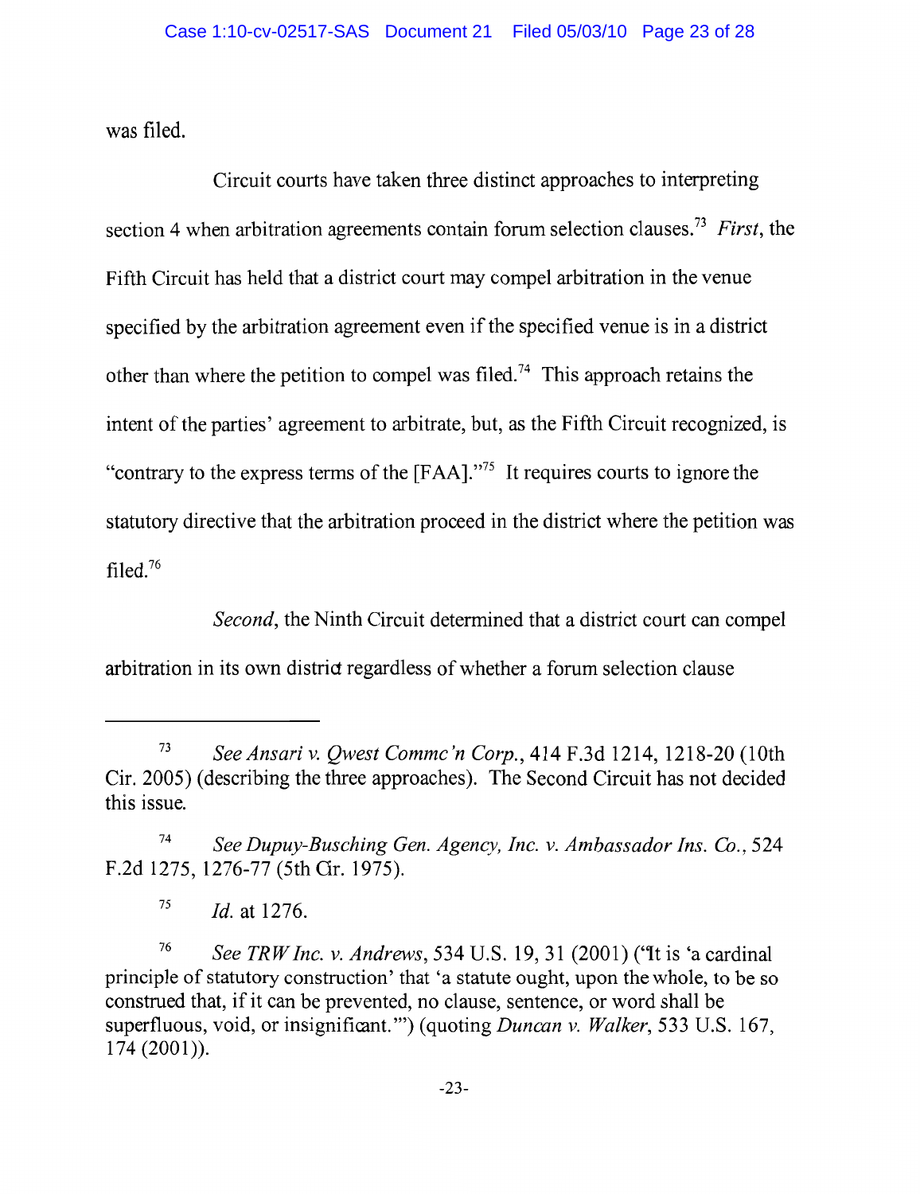was filed.

Circuit courts have taken three distinct approaches to interpreting section 4 when arbitration agreements contain forum selection clauses.[73] *First*, the Fifth Circuit has held that a district court may compel arbitration in the venue specified by the arbitration agreement even if the specified venue is in a district other than where the petition to compel was filed.[74] This approach retains the intent of the parties' agreement to arbitrate, but, as the Fifth Circuit recognized, is "contrary to the express terms of the [FAA]."[75] It requires courts to ignore the statutory directive that the arbitration proceed in the district where the petition was filed.[76]

*Second*, the Ninth Circuit determined that a district court can compel arbitration in its own district regardless of whether a forum selection clause

---

[73] *See Ansari v. Qwest Commc'n Corp.*, 414 F.3d 1214, 1218-20 (10th Cir. 2005) (describing the three approaches). The Second Circuit has not decided this issue.

[74] *See Dupuy-Busching Gen. Agency, Inc. v. Ambassador Ins. Co.*, 524 F.2d 1275, 1276-77 (5th Cir. 1975).

[75] *Id.* at 1276.

[76] *See TRW Inc. v. Andrews*, 534 U.S. 19, 31 (2001) ("It is 'a cardinal principle of statutory construction' that 'a statute ought, upon the whole, to be so construed that, if it can be prevented, no clause, sentence, or word shall be superfluous, void, or insignificant.'") (quoting *Duncan v. Walker*, 533 U.S. 167, 174 (2001)).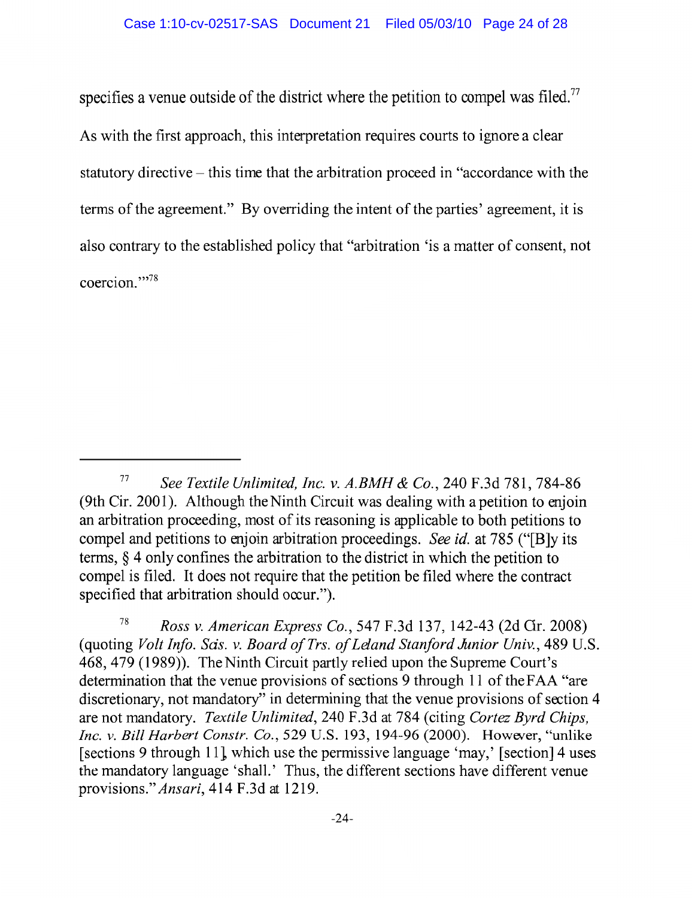specifies a venue outside of the district where the petition to compel was filed.[77] As with the first approach, this interpretation requires courts to ignore a clear statutory directive – this time that the arbitration proceed in "accordance with the terms of the agreement." By overriding the intent of the parties' agreement, it is also contrary to the established policy that "arbitration 'is a matter of consent, not coercion.'"[78]

---

[77] *See Textile Unlimited, Inc. v. A.BMH & Co.*, 240 F.3d 781, 784-86 (9th Cir. 2001). Although the Ninth Circuit was dealing with a petition to enjoin an arbitration proceeding, most of its reasoning is applicable to both petitions to compel and petitions to enjoin arbitration proceedings. *See id.* at 785 ("[B]y its terms, § 4 only confines the arbitration to the district in which the petition to compel is filed. It does not require that the petition be filed where the contract specified that arbitration should occur.").

[78] *Ross v. American Express Co.*, 547 F.3d 137, 142-43 (2d Cir. 2008) (quoting *Volt Info. Scis. v. Board of Trs. of Leland Stanford Junior Univ.*, 489 U.S. 468, 479 (1989)). The Ninth Circuit partly relied upon the Supreme Court's determination that the venue provisions of sections 9 through 11 of the FAA "are discretionary, not mandatory" in determining that the venue provisions of section 4 are not mandatory. *Textile Unlimited*, 240 F.3d at 784 (citing *Cortez Byrd Chips, Inc. v. Bill Harbert Constr. Co.*, 529 U.S. 193, 194-96 (2000). However, "unlike [sections 9 through 11], which use the permissive language 'may,' [section] 4 uses the mandatory language 'shall.' Thus, the different sections have different venue provisions." *Ansari*, 414 F.3d at 1219.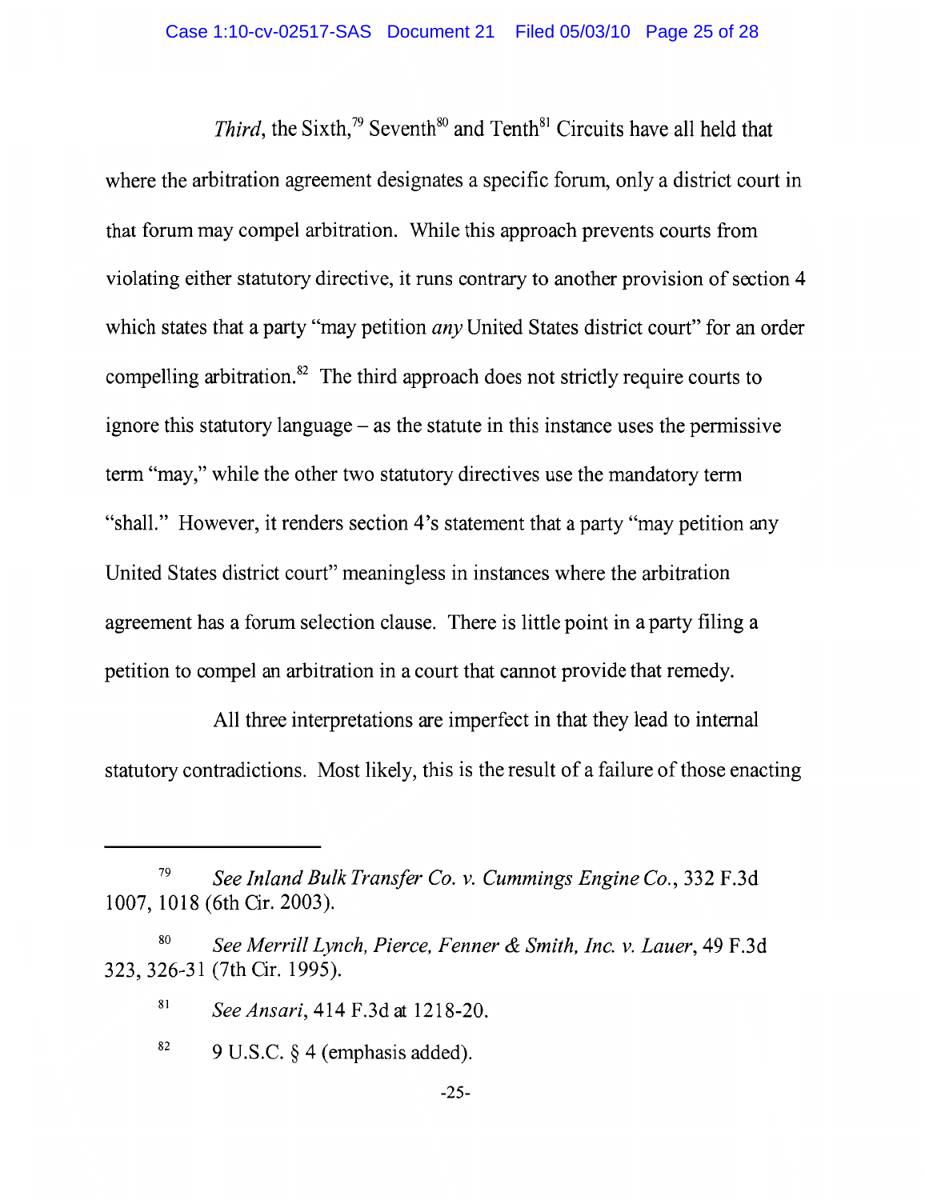*Third*, the Sixth,[79] Seventh[80] and Tenth[81] Circuits have all held that where the arbitration agreement designates a specific forum, only a district court in that forum may compel arbitration. While this approach prevents courts from violating either statutory directive, it runs contrary to another provision of section 4 which states that a party "may petition *any* United States district court" for an order compelling arbitration.[82] The third approach does not strictly require courts to ignore this statutory language – as the statute in this instance uses the permissive term "may," while the other two statutory directives use the mandatory term "shall." However, it renders section 4's statement that a party "may petition any United States district court" meaningless in instances where the arbitration agreement has a forum selection clause. There is little point in a party filing a petition to compel an arbitration in a court that cannot provide that remedy.

All three interpretations are imperfect in that they lead to internal statutory contradictions. Most likely, this is the result of a failure of those enacting

---

[79] *See Inland Bulk Transfer Co. v. Cummings Engine Co.*, 332 F.3d 1007, 1018 (6th Cir. 2003).

[80] *See Merrill Lynch, Pierce, Fenner & Smith, Inc. v. Lauer*, 49 F.3d 323, 326-31 (7th Cir. 1995).

[81] *See Ansari*, 414 F.3d at 1218-20.

[82] 9 U.S.C. § 4 (emphasis added).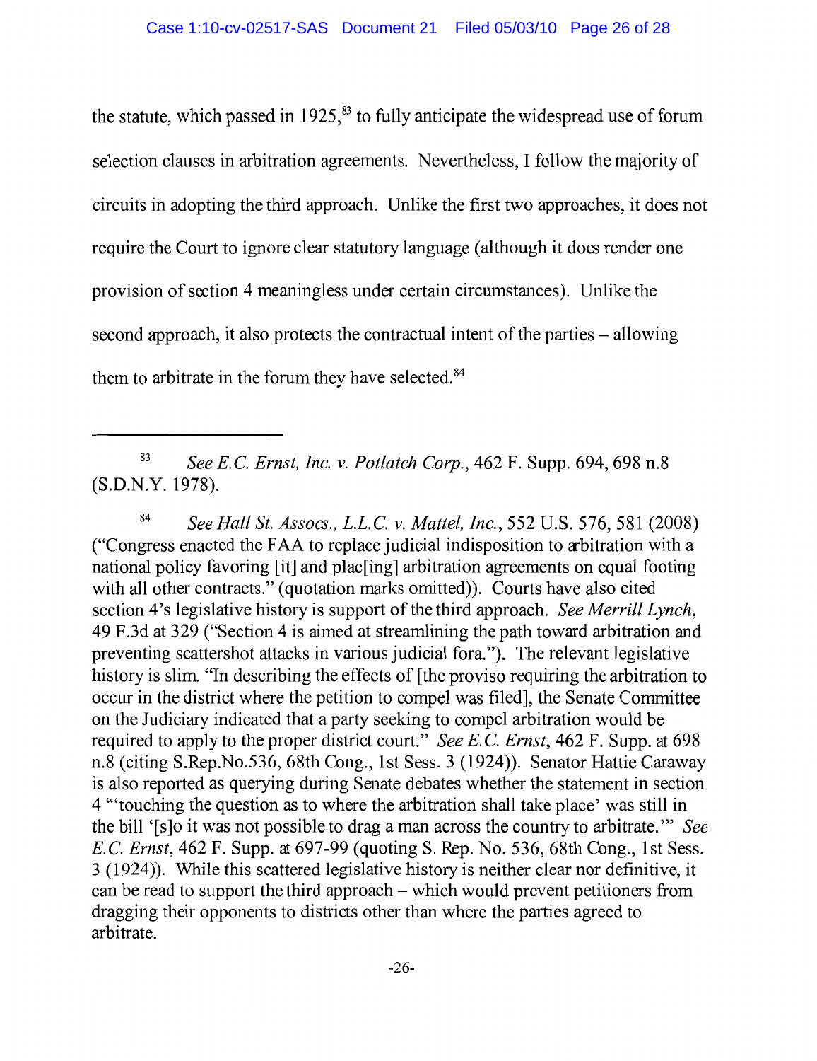the statute, which passed in 1925,[83] to fully anticipate the widespread use of forum selection clauses in arbitration agreements. Nevertheless, I follow the majority of circuits in adopting the third approach. Unlike the first two approaches, it does not require the Court to ignore clear statutory language (although it does render one provision of section 4 meaningless under certain circumstances). Unlike the second approach, it also protects the contractual intent of the parties – allowing them to arbitrate in the forum they have selected.[84]

---

[83] *See E.C. Ernst, Inc. v. Potlatch Corp.*, 462 F. Supp. 694, 698 n.8 (S.D.N.Y. 1978).

[84] *See Hall St. Assocs., L.L.C. v. Mattel, Inc.*, 552 U.S. 576, 581 (2008) ("Congress enacted the FAA to replace judicial indisposition to arbitration with a national policy favoring [it] and plac[ing] arbitration agreements on equal footing with all other contracts." (quotation marks omitted)). Courts have also cited section 4's legislative history is support of the third approach. *See Merrill Lynch*, 49 F.3d at 329 ("Section 4 is aimed at streamlining the path toward arbitration and preventing scattershot attacks in various judicial fora."). The relevant legislative history is slim. "In describing the effects of [the proviso requiring the arbitration to occur in the district where the petition to compel was filed], the Senate Committee on the Judiciary indicated that a party seeking to compel arbitration would be required to apply to the proper district court." *See E.C. Ernst*, 462 F. Supp. at 698 n.8 (citing S.Rep.No.536, 68th Cong., 1st Sess. 3 (1924)). Senator Hattie Caraway is also reported as querying during Senate debates whether the statement in section 4 "'touching the question as to where the arbitration shall take place' was still in the bill '[s]o it was not possible to drag a man across the country to arbitrate.'" *See E.C. Ernst*, 462 F. Supp. at 697-99 (quoting S. Rep. No. 536, 68th Cong., 1st Sess. 3 (1924)). While this scattered legislative history is neither clear nor definitive, it can be read to support the third approach – which would prevent petitioners from dragging their opponents to districts other than where the parties agreed to arbitrate.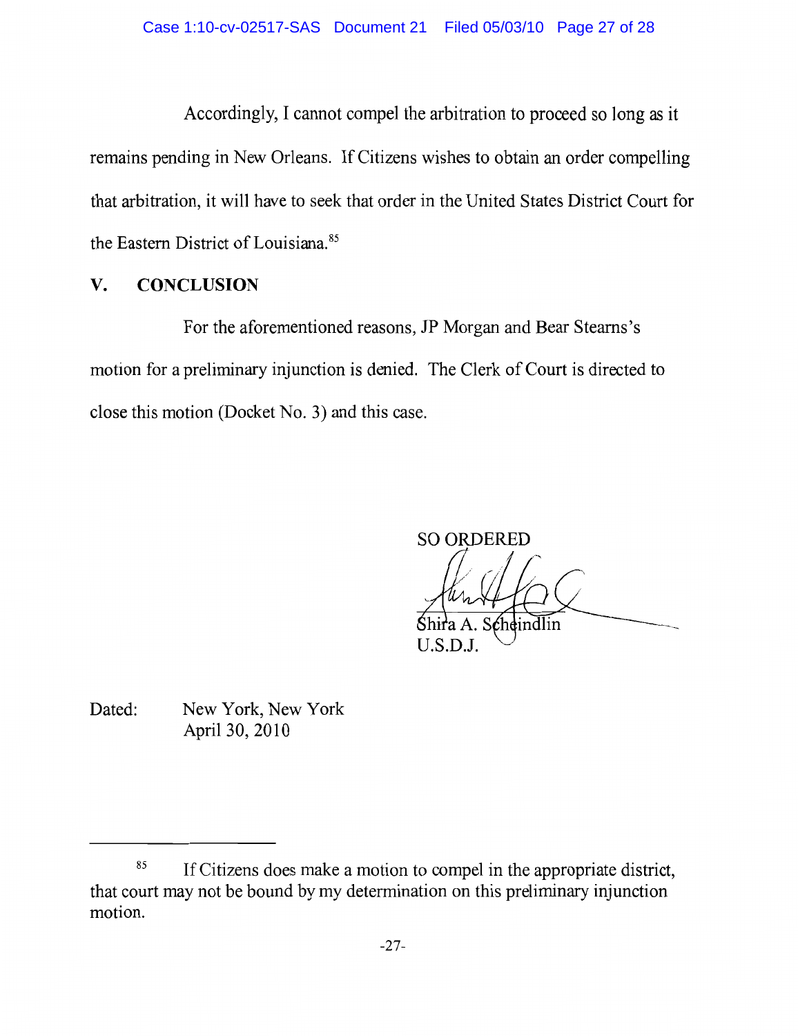Accordingly, I cannot compel the arbitration to proceed so long as it remains pending in New Orleans. If Citizens wishes to obtain an order compelling that arbitration, it will have to seek that order in the United States District Court for the Eastern District of Louisiana.[85]

## V. CONCLUSION

For the aforementioned reasons, JP Morgan and Bear Stearns's motion for a preliminary injunction is denied. The Clerk of Court is directed to close this motion (Docket No. 3) and this case.

SO ORDERED

Shira A. Scheindlin
U.S.D.J.

Dated: New York, New York
April 30, 2010

---

[85] If Citizens does make a motion to compel in the appropriate district, that court may not be bound by my determination on this preliminary injunction motion.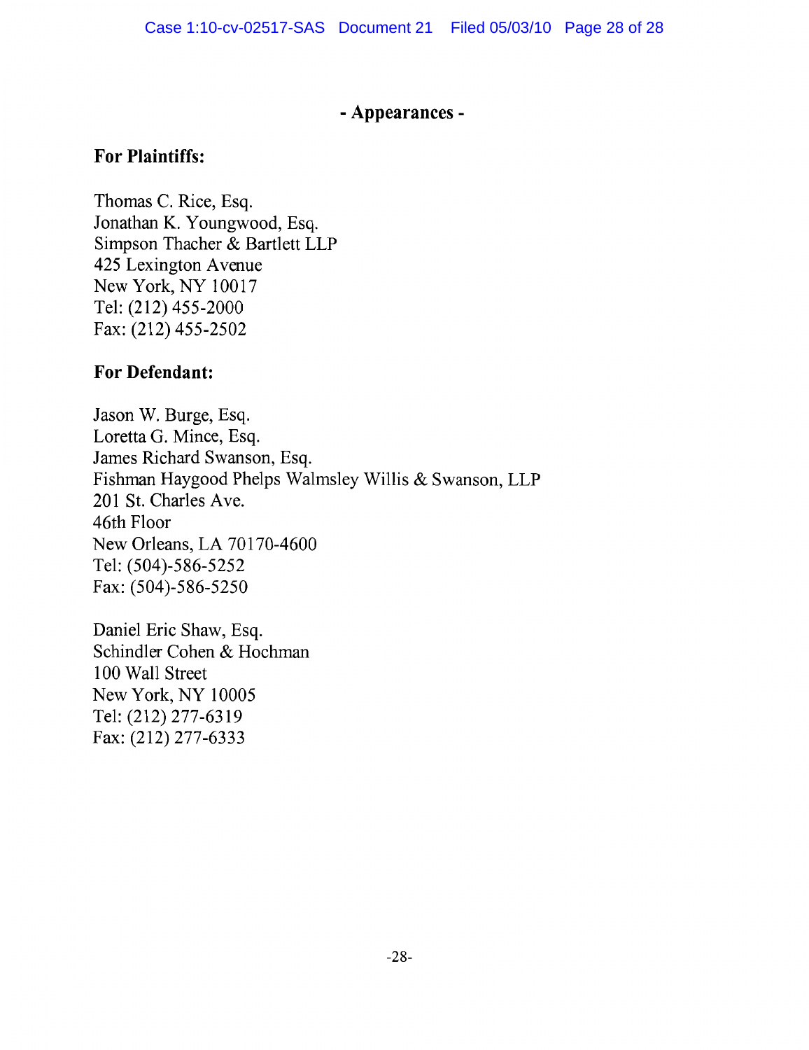## - Appearances -

**For Plaintiffs:**

Thomas C. Rice, Esq.
Jonathan K. Youngwood, Esq.
Simpson Thacher & Bartlett LLP
425 Lexington Avenue
New York, NY 10017
Tel: (212) 455-2000
Fax: (212) 455-2502

**For Defendant:**

Jason W. Burge, Esq.
Loretta G. Mince, Esq.
James Richard Swanson, Esq.
Fishman Haygood Phelps Walmsley Willis & Swanson, LLP
201 St. Charles Ave.
46th Floor
New Orleans, LA 70170-4600
Tel: (504)-586-5252
Fax: (504)-586-5250

Daniel Eric Shaw, Esq.
Schindler Cohen & Hochman
100 Wall Street
New York, NY 10005
Tel: (212) 277-6319
Fax: (212) 277-6333